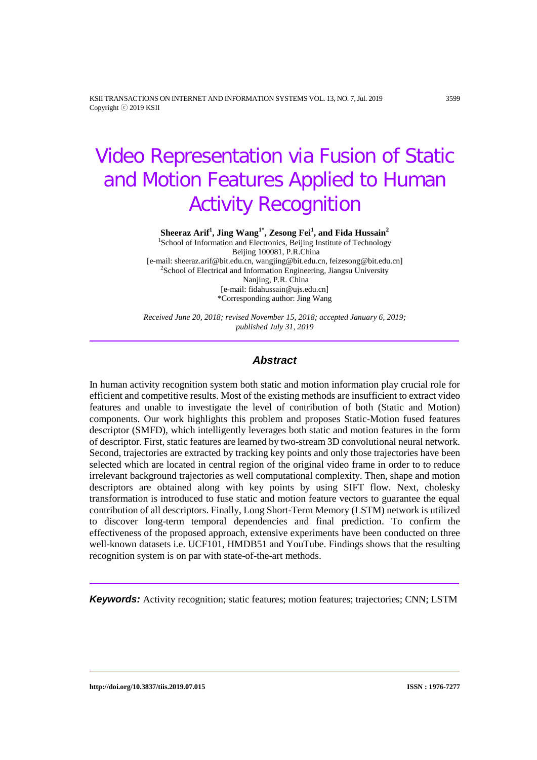# Video Representation via Fusion of Static and Motion Features Applied to Human Activity Recognition

**Sheeraz Arif[1], Jing Wang[1*], Zesong Fei[1], and Fida Hussain[2]**

[1]School of Information and Electronics, Beijing Institute of Technology
Beijing 100081, P.R.China
[e-mail: sheeraz.arif@bit.edu.cn, wangjing@bit.edu.cn, feizesong@bit.edu.cn]
[2]School of Electrical and Information Engineering, Jiangsu University
Nanjing, P.R. China
[e-mail: fidahussain@ujs.edu.cn]
*Corresponding author: Jing Wang

*Received June 20, 2018; revised November 15, 2018; accepted January 6, 2019; published July 31, 2019*

## *Abstract*

In human activity recognition system both static and motion information play crucial role for efficient and competitive results. Most of the existing methods are insufficient to extract video features and unable to investigate the level of contribution of both (Static and Motion) components. Our work highlights this problem and proposes Static-Motion fused features descriptor (SMFD), which intelligently leverages both static and motion features in the form of descriptor. First, static features are learned by two-stream 3D convolutional neural network. Second, trajectories are extracted by tracking key points and only those trajectories have been selected which are located in central region of the original video frame in order to to reduce irrelevant background trajectories as well computational complexity. Then, shape and motion descriptors are obtained along with key points by using SIFT flow. Next, cholesky transformation is introduced to fuse static and motion feature vectors to guarantee the equal contribution of all descriptors. Finally, Long Short-Term Memory (LSTM) network is utilized to discover long-term temporal dependencies and final prediction. To confirm the effectiveness of the proposed approach, extensive experiments have been conducted on three well-known datasets i.e. UCF101, HMDB51 and YouTube. Findings shows that the resulting recognition system is on par with state-of-the-art methods.

***Keywords:*** Activity recognition; static features; motion features; trajectories; CNN; LSTM

**http://doi.org/10.3837/tiis.2019.07.015** **ISSN : 1976-7277**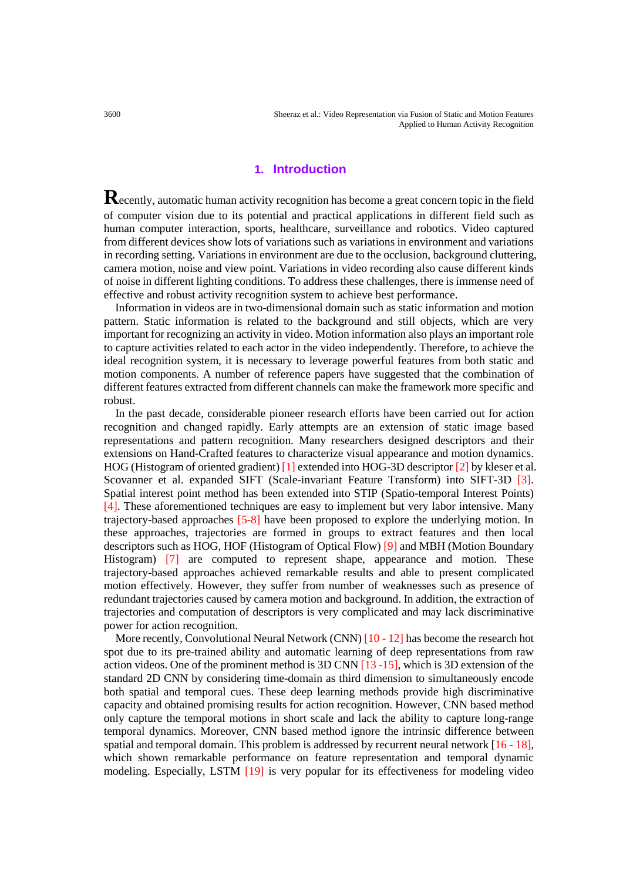## 1. Introduction

Recently, automatic human activity recognition has become a great concern topic in the field of computer vision due to its potential and practical applications in different field such as human computer interaction, sports, healthcare, surveillance and robotics. Video captured from different devices show lots of variations such as variations in environment and variations in recording setting. Variations in environment are due to the occlusion, background cluttering, camera motion, noise and view point. Variations in video recording also cause different kinds of noise in different lighting conditions. To address these challenges, there is immense need of effective and robust activity recognition system to achieve best performance.

Information in videos are in two-dimensional domain such as static information and motion pattern. Static information is related to the background and still objects, which are very important for recognizing an activity in video. Motion information also plays an important role to capture activities related to each actor in the video independently. Therefore, to achieve the ideal recognition system, it is necessary to leverage powerful features from both static and motion components. A number of reference papers have suggested that the combination of different features extracted from different channels can make the framework more specific and robust.

In the past decade, considerable pioneer research efforts have been carried out for action recognition and changed rapidly. Early attempts are an extension of static image based representations and pattern recognition. Many researchers designed descriptors and their extensions on Hand-Crafted features to characterize visual appearance and motion dynamics. HOG (Histogram of oriented gradient) [1] extended into HOG-3D descriptor [2] by kleser et al. Scovanner et al. expanded SIFT (Scale-invariant Feature Transform) into SIFT-3D [3]. Spatial interest point method has been extended into STIP (Spatio-temporal Interest Points) [4]. These aforementioned techniques are easy to implement but very labor intensive. Many trajectory-based approaches [5-8] have been proposed to explore the underlying motion. In these approaches, trajectories are formed in groups to extract features and then local descriptors such as HOG, HOF (Histogram of Optical Flow) [9] and MBH (Motion Boundary Histogram) [7] are computed to represent shape, appearance and motion. These trajectory-based approaches achieved remarkable results and able to present complicated motion effectively. However, they suffer from number of weaknesses such as presence of redundant trajectories caused by camera motion and background. In addition, the extraction of trajectories and computation of descriptors is very complicated and may lack discriminative power for action recognition.

More recently, Convolutional Neural Network (CNN) [10 - 12] has become the research hot spot due to its pre-trained ability and automatic learning of deep representations from raw action videos. One of the prominent method is 3D CNN [13 -15], which is 3D extension of the standard 2D CNN by considering time-domain as third dimension to simultaneously encode both spatial and temporal cues. These deep learning methods provide high discriminative capacity and obtained promising results for action recognition. However, CNN based method only capture the temporal motions in short scale and lack the ability to capture long-range temporal dynamics. Moreover, CNN based method ignore the intrinsic difference between spatial and temporal domain. This problem is addressed by recurrent neural network [16 - 18], which shown remarkable performance on feature representation and temporal dynamic modeling. Especially, LSTM [19] is very popular for its effectiveness for modeling video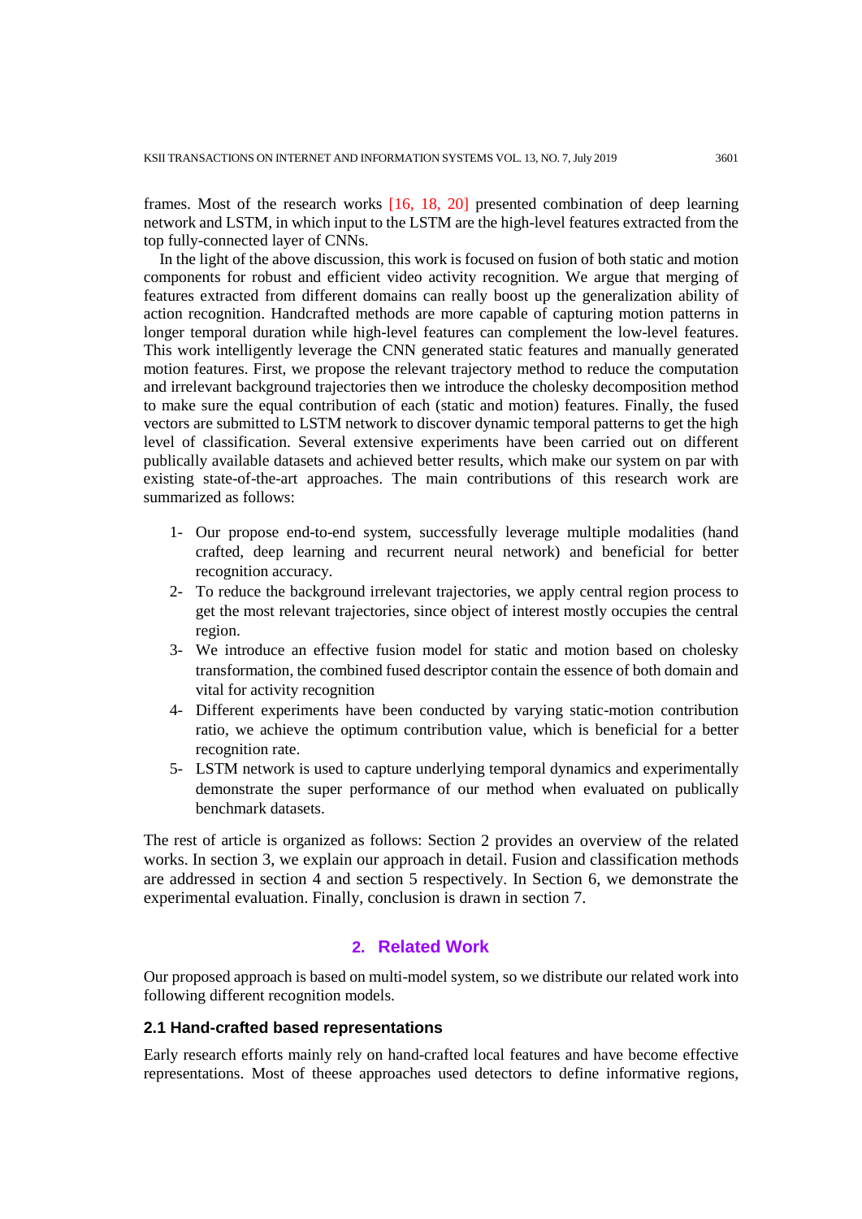frames. Most of the research works [16, 18, 20] presented combination of deep learning network and LSTM, in which input to the LSTM are the high-level features extracted from the top fully-connected layer of CNNs.

In the light of the above discussion, this work is focused on fusion of both static and motion components for robust and efficient video activity recognition. We argue that merging of features extracted from different domains can really boost up the generalization ability of action recognition. Handcrafted methods are more capable of capturing motion patterns in longer temporal duration while high-level features can complement the low-level features. This work intelligently leverage the CNN generated static features and manually generated motion features. First, we propose the relevant trajectory method to reduce the computation and irrelevant background trajectories then we introduce the cholesky decomposition method to make sure the equal contribution of each (static and motion) features. Finally, the fused vectors are submitted to LSTM network to discover dynamic temporal patterns to get the high level of classification. Several extensive experiments have been carried out on different publically available datasets and achieved better results, which make our system on par with existing state-of-the-art approaches. The main contributions of this research work are summarized as follows:

1- Our propose end-to-end system, successfully leverage multiple modalities (hand crafted, deep learning and recurrent neural network) and beneficial for better recognition accuracy.
2- To reduce the background irrelevant trajectories, we apply central region process to get the most relevant trajectories, since object of interest mostly occupies the central region.
3- We introduce an effective fusion model for static and motion based on cholesky transformation, the combined fused descriptor contain the essence of both domain and vital for activity recognition
4- Different experiments have been conducted by varying static-motion contribution ratio, we achieve the optimum contribution value, which is beneficial for a better recognition rate.
5- LSTM network is used to capture underlying temporal dynamics and experimentally demonstrate the super performance of our method when evaluated on publically benchmark datasets.

The rest of article is organized as follows: Section 2 provides an overview of the related works. In section 3, we explain our approach in detail. Fusion and classification methods are addressed in section 4 and section 5 respectively. In Section 6, we demonstrate the experimental evaluation. Finally, conclusion is drawn in section 7.

## 2. Related Work

Our proposed approach is based on multi-model system, so we distribute our related work into following different recognition models.

### 2.1 Hand-crafted based representations

Early research efforts mainly rely on hand-crafted local features and have become effective representations. Most of theese approaches used detectors to define informative regions,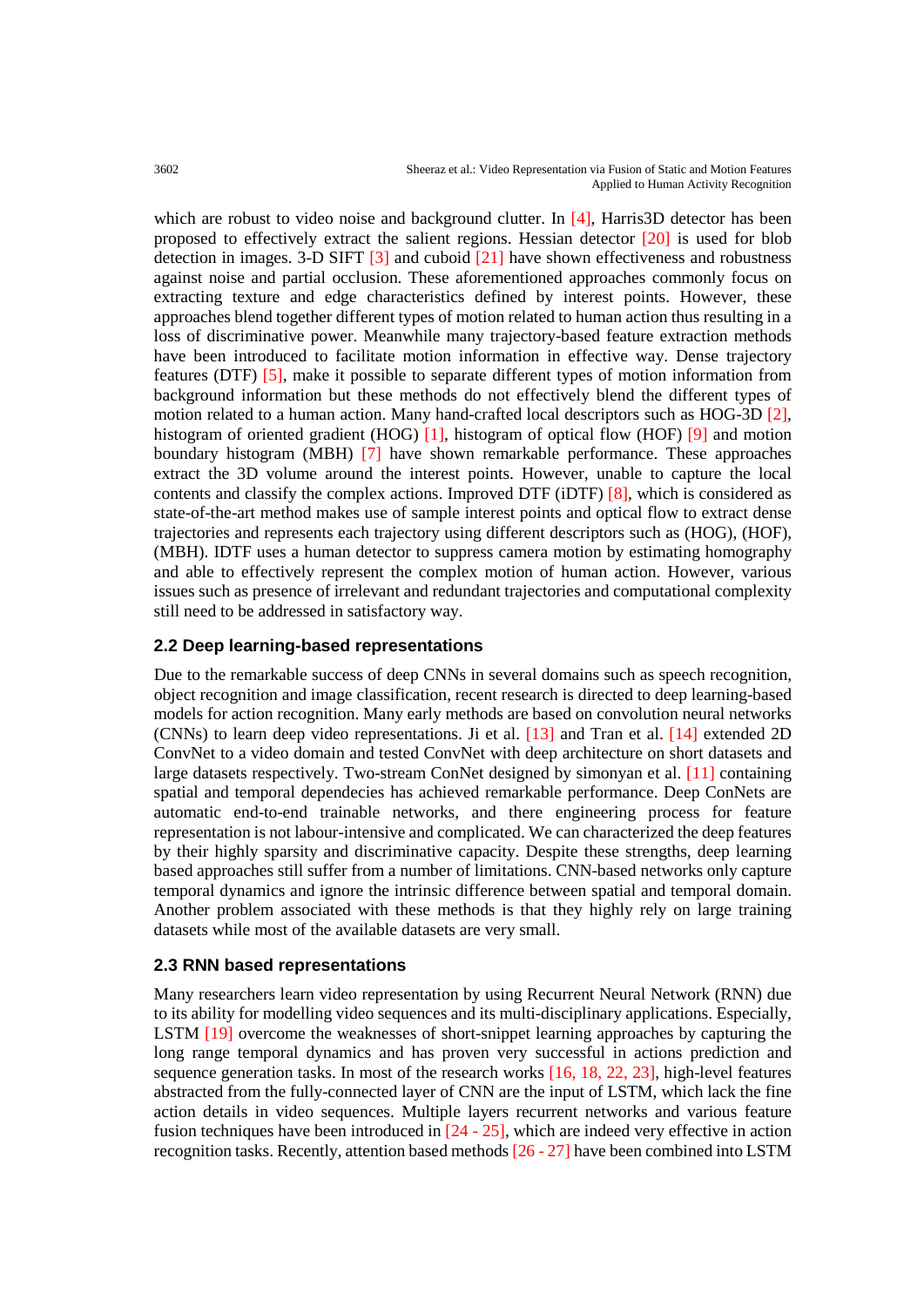which are robust to video noise and background clutter. In [4], Harris3D detector has been proposed to effectively extract the salient regions. Hessian detector [20] is used for blob detection in images. 3-D SIFT [3] and cuboid [21] have shown effectiveness and robustness against noise and partial occlusion. These aforementioned approaches commonly focus on extracting texture and edge characteristics defined by interest points. However, these approaches blend together different types of motion related to human action thus resulting in a loss of discriminative power. Meanwhile many trajectory-based feature extraction methods have been introduced to facilitate motion information in effective way. Dense trajectory features (DTF) [5], make it possible to separate different types of motion information from background information but these methods do not effectively blend the different types of motion related to a human action. Many hand-crafted local descriptors such as HOG-3D [2], histogram of oriented gradient (HOG) [1], histogram of optical flow (HOF) [9] and motion boundary histogram (MBH) [7] have shown remarkable performance. These approaches extract the 3D volume around the interest points. However, unable to capture the local contents and classify the complex actions. Improved DTF (iDTF) [8], which is considered as state-of-the-art method makes use of sample interest points and optical flow to extract dense trajectories and represents each trajectory using different descriptors such as (HOG), (HOF), (MBH). IDTF uses a human detector to suppress camera motion by estimating homography and able to effectively represent the complex motion of human action. However, various issues such as presence of irrelevant and redundant trajectories and computational complexity still need to be addressed in satisfactory way.

### 2.2 Deep learning-based representations

Due to the remarkable success of deep CNNs in several domains such as speech recognition, object recognition and image classification, recent research is directed to deep learning-based models for action recognition. Many early methods are based on convolution neural networks (CNNs) to learn deep video representations. Ji et al. [13] and Tran et al. [14] extended 2D ConvNet to a video domain and tested ConvNet with deep architecture on short datasets and large datasets respectively. Two-stream ConNet designed by simonyan et al. [11] containing spatial and temporal dependecies has achieved remarkable performance. Deep ConNets are automatic end-to-end trainable networks, and there engineering process for feature representation is not labour-intensive and complicated. We can characterized the deep features by their highly sparsity and discriminative capacity. Despite these strengths, deep learning based approaches still suffer from a number of limitations. CNN-based networks only capture temporal dynamics and ignore the intrinsic difference between spatial and temporal domain. Another problem associated with these methods is that they highly rely on large training datasets while most of the available datasets are very small.

### 2.3 RNN based representations

Many researchers learn video representation by using Recurrent Neural Network (RNN) due to its ability for modelling video sequences and its multi-disciplinary applications. Especially, LSTM [19] overcome the weaknesses of short-snippet learning approaches by capturing the long range temporal dynamics and has proven very successful in actions prediction and sequence generation tasks. In most of the research works [16, 18, 22, 23], high-level features abstracted from the fully-connected layer of CNN are the input of LSTM, which lack the fine action details in video sequences. Multiple layers recurrent networks and various feature fusion techniques have been introduced in [24 - 25], which are indeed very effective in action recognition tasks. Recently, attention based methods [26 - 27] have been combined into LSTM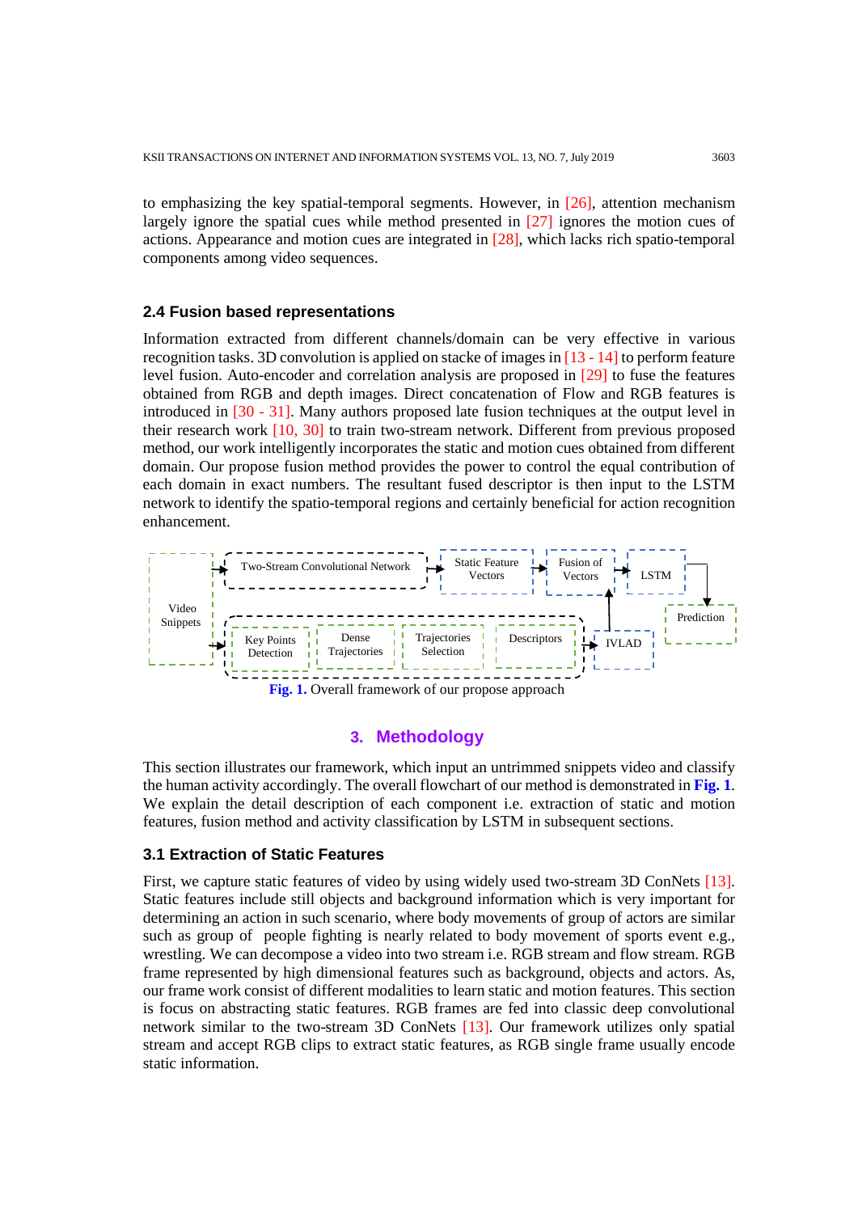to emphasizing the key spatial-temporal segments. However, in [26], attention mechanism largely ignore the spatial cues while method presented in [27] ignores the motion cues of actions. Appearance and motion cues are integrated in [28], which lacks rich spatio-temporal components among video sequences.

### 2.4 Fusion based representations

Information extracted from different channels/domain can be very effective in various recognition tasks. 3D convolution is applied on stacke of images in [13 - 14] to perform feature level fusion. Auto-encoder and correlation analysis are proposed in [29] to fuse the features obtained from RGB and depth images. Direct concatenation of Flow and RGB features is introduced in [30 - 31]. Many authors proposed late fusion techniques at the output level in their research work [10, 30] to train two-stream network. Different from previous proposed method, our work intelligently incorporates the static and motion cues obtained from different domain. Our propose fusion method provides the power to control the equal contribution of each domain in exact numbers. The resultant fused descriptor is then input to the LSTM network to identify the spatio-temporal regions and certainly beneficial for action recognition enhancement.

**Fig. 1.** Overall framework of our propose approach

## 3. Methodology

This section illustrates our framework, which input an untrimmed snippets video and classify the human activity accordingly. The overall flowchart of our method is demonstrated in **Fig. 1**. We explain the detail description of each component i.e. extraction of static and motion features, fusion method and activity classification by LSTM in subsequent sections.

### 3.1 Extraction of Static Features

First, we capture static features of video by using widely used two-stream 3D ConNets [13]. Static features include still objects and background information which is very important for determining an action in such scenario, where body movements of group of actors are similar such as group of people fighting is nearly related to body movement of sports event e.g., wrestling. We can decompose a video into two stream i.e. RGB stream and flow stream. RGB frame represented by high dimensional features such as background, objects and actors. As, our frame work consist of different modalities to learn static and motion features. This section is focus on abstracting static features. RGB frames are fed into classic deep convolutional network similar to the two-stream 3D ConNets [13]. Our framework utilizes only spatial stream and accept RGB clips to extract static features, as RGB single frame usually encode static information.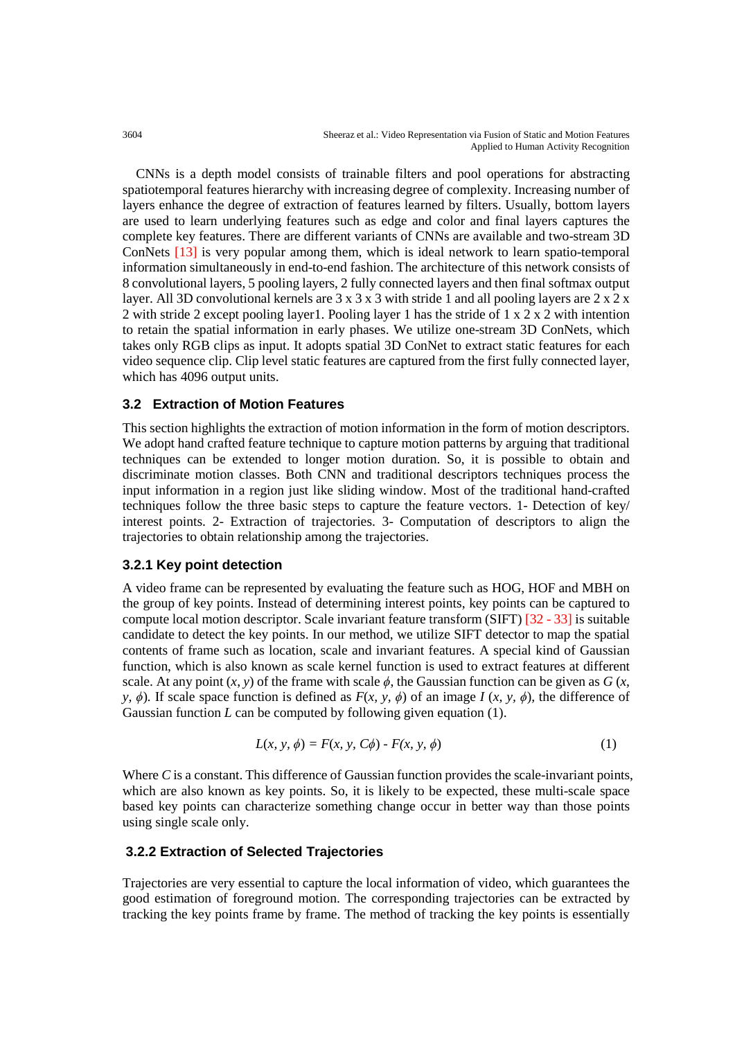CNNs is a depth model consists of trainable filters and pool operations for abstracting spatiotemporal features hierarchy with increasing degree of complexity. Increasing number of layers enhance the degree of extraction of features learned by filters. Usually, bottom layers are used to learn underlying features such as edge and color and final layers captures the complete key features. There are different variants of CNNs are available and two-stream 3D ConNets [13] is very popular among them, which is ideal network to learn spatio-temporal information simultaneously in end-to-end fashion. The architecture of this network consists of 8 convolutional layers, 5 pooling layers, 2 fully connected layers and then final softmax output layer. All 3D convolutional kernels are 3 x 3 x 3 with stride 1 and all pooling layers are 2 x 2 x 2 with stride 2 except pooling layer1. Pooling layer 1 has the stride of 1 x 2 x 2 with intention to retain the spatial information in early phases. We utilize one-stream 3D ConNets, which takes only RGB clips as input. It adopts spatial 3D ConNet to extract static features for each video sequence clip. Clip level static features are captured from the first fully connected layer, which has 4096 output units.

### 3.2 Extraction of Motion Features

This section highlights the extraction of motion information in the form of motion descriptors. We adopt hand crafted feature technique to capture motion patterns by arguing that traditional techniques can be extended to longer motion duration. So, it is possible to obtain and discriminate motion classes. Both CNN and traditional descriptors techniques process the input information in a region just like sliding window. Most of the traditional hand-crafted techniques follow the three basic steps to capture the feature vectors. 1- Detection of key/ interest points. 2- Extraction of trajectories. 3- Computation of descriptors to align the trajectories to obtain relationship among the trajectories.

#### 3.2.1 Key point detection

A video frame can be represented by evaluating the feature such as HOG, HOF and MBH on the group of key points. Instead of determining interest points, key points can be captured to compute local motion descriptor. Scale invariant feature transform (SIFT) [32 - 33] is suitable candidate to detect the key points. In our method, we utilize SIFT detector to map the spatial contents of frame such as location, scale and invariant features. A special kind of Gaussian function, which is also known as scale kernel function is used to extract features at different scale. At any point $(x, y)$ of the frame with scale $\phi$, the Gaussian function can be given as $G(x, y, \phi)$. If scale space function is defined as $F(x, y, \phi)$ of an image $I(x, y, \phi)$, the difference of Gaussian function $L$ can be computed by following given equation (1).

$$L(x, y, \phi) = F(x, y, C\phi) - F(x, y, \phi) \tag{1}$$

Where $C$ is a constant. This difference of Gaussian function provides the scale-invariant points, which are also known as key points. So, it is likely to be expected, these multi-scale space based key points can characterize something change occur in better way than those points using single scale only.

#### 3.2.2 Extraction of Selected Trajectories

Trajectories are very essential to capture the local information of video, which guarantees the good estimation of foreground motion. The corresponding trajectories can be extracted by tracking the key points frame by frame. The method of tracking the key points is essentially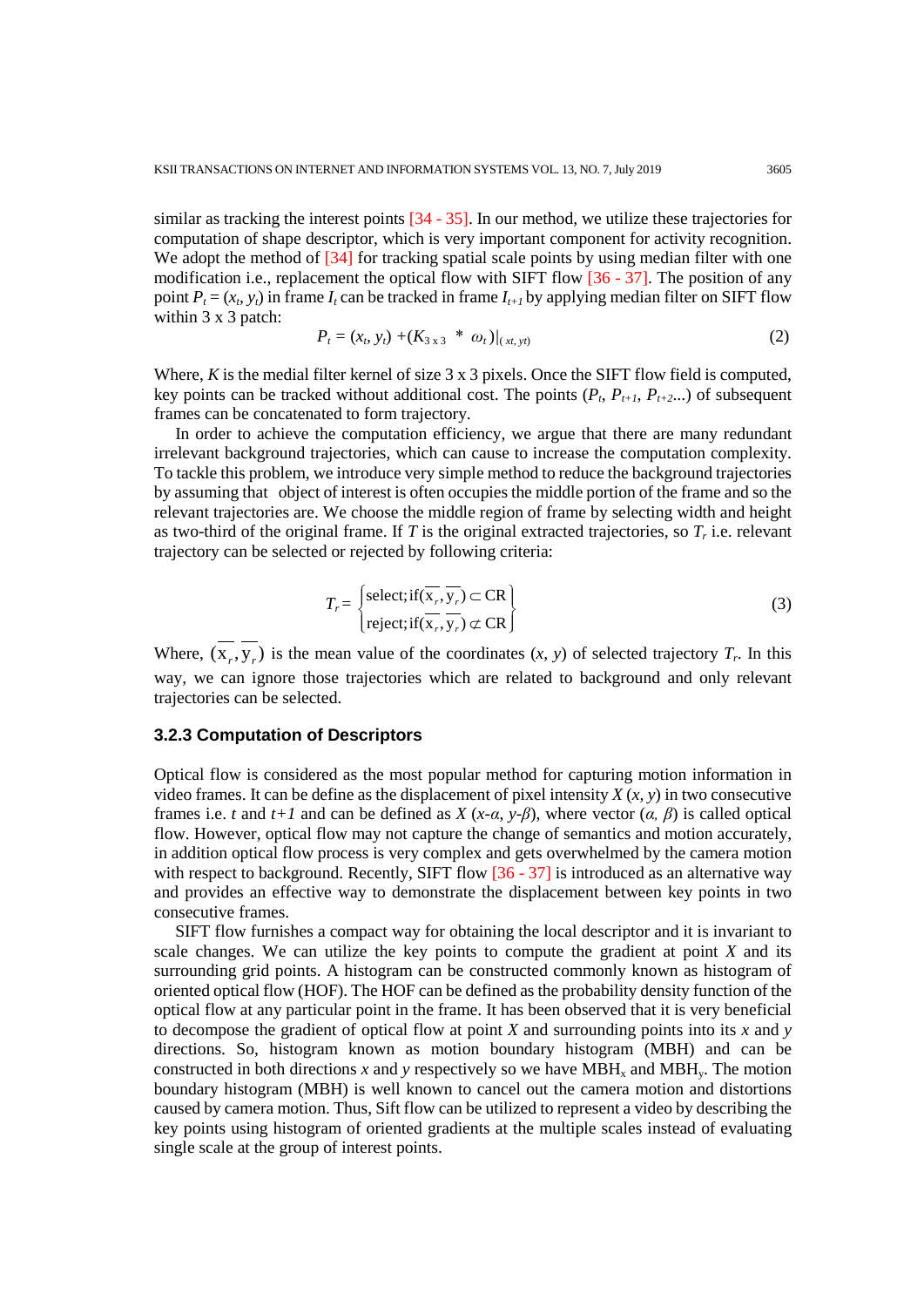similar as tracking the interest points [34 - 35]. In our method, we utilize these trajectories for computation of shape descriptor, which is very important component for activity recognition. We adopt the method of [34] for tracking spatial scale points by using median filter with one modification i.e., replacement the optical flow with SIFT flow [36 - 37]. The position of any point $P_t = (x_t, y_t)$ in frame $I_t$ can be tracked in frame $I_{t+1}$ by applying median filter on SIFT flow within 3 x 3 patch:

$$P_t = (x_t, y_t) + (K_{3 \times 3} \ * \ \omega_t)|_{(xt, yt)} \tag{2}$$

Where, $K$ is the medial filter kernel of size 3 x 3 pixels. Once the SIFT flow field is computed, key points can be tracked without additional cost. The points ($P_t$, $P_{t+1}$, $P_{t+2}$...) of subsequent frames can be concatenated to form trajectory.

In order to achieve the computation efficiency, we argue that there are many redundant irrelevant background trajectories, which can cause to increase the computation complexity. To tackle this problem, we introduce very simple method to reduce the background trajectories by assuming that object of interest is often occupies the middle portion of the frame and so the relevant trajectories are. We choose the middle region of frame by selecting width and height as two-third of the original frame. If $T$ is the original extracted trajectories, so $T_r$ i.e. relevant trajectory can be selected or rejected by following criteria:

$$T_r = \begin{Bmatrix} \text{select}; \text{if}(\overline{x_r}, \overline{y_r}) \subset \text{CR} \\ \text{reject}; \text{if}(\overline{x_r}, \overline{y_r}) \not\subset \text{CR} \end{Bmatrix} \tag{3}$$

Where, $(\overline{x_r}, \overline{y_r})$ is the mean value of the coordinates $(x, y)$ of selected trajectory $T_r$. In this way, we can ignore those trajectories which are related to background and only relevant trajectories can be selected.

### 3.2.3 Computation of Descriptors

Optical flow is considered as the most popular method for capturing motion information in video frames. It can be define as the displacement of pixel intensity $X(x, y)$ in two consecutive frames i.e. $t$ and $t+1$ and can be defined as $X(x\text{-}\alpha, y\text{-}\beta)$, where vector $(\alpha, \beta)$ is called optical flow. However, optical flow may not capture the change of semantics and motion accurately, in addition optical flow process is very complex and gets overwhelmed by the camera motion with respect to background. Recently, SIFT flow [36 - 37] is introduced as an alternative way and provides an effective way to demonstrate the displacement between key points in two consecutive frames.

SIFT flow furnishes a compact way for obtaining the local descriptor and it is invariant to scale changes. We can utilize the key points to compute the gradient at point $X$ and its surrounding grid points. A histogram can be constructed commonly known as histogram of oriented optical flow (HOF). The HOF can be defined as the probability density function of the optical flow at any particular point in the frame. It has been observed that it is very beneficial to decompose the gradient of optical flow at point $X$ and surrounding points into its $x$ and $y$ directions. So, histogram known as motion boundary histogram (MBH) and can be constructed in both directions $x$ and $y$ respectively so we have $\text{MBH}_x$ and $\text{MBH}_y$. The motion boundary histogram (MBH) is well known to cancel out the camera motion and distortions caused by camera motion. Thus, Sift flow can be utilized to represent a video by describing the key points using histogram of oriented gradients at the multiple scales instead of evaluating single scale at the group of interest points.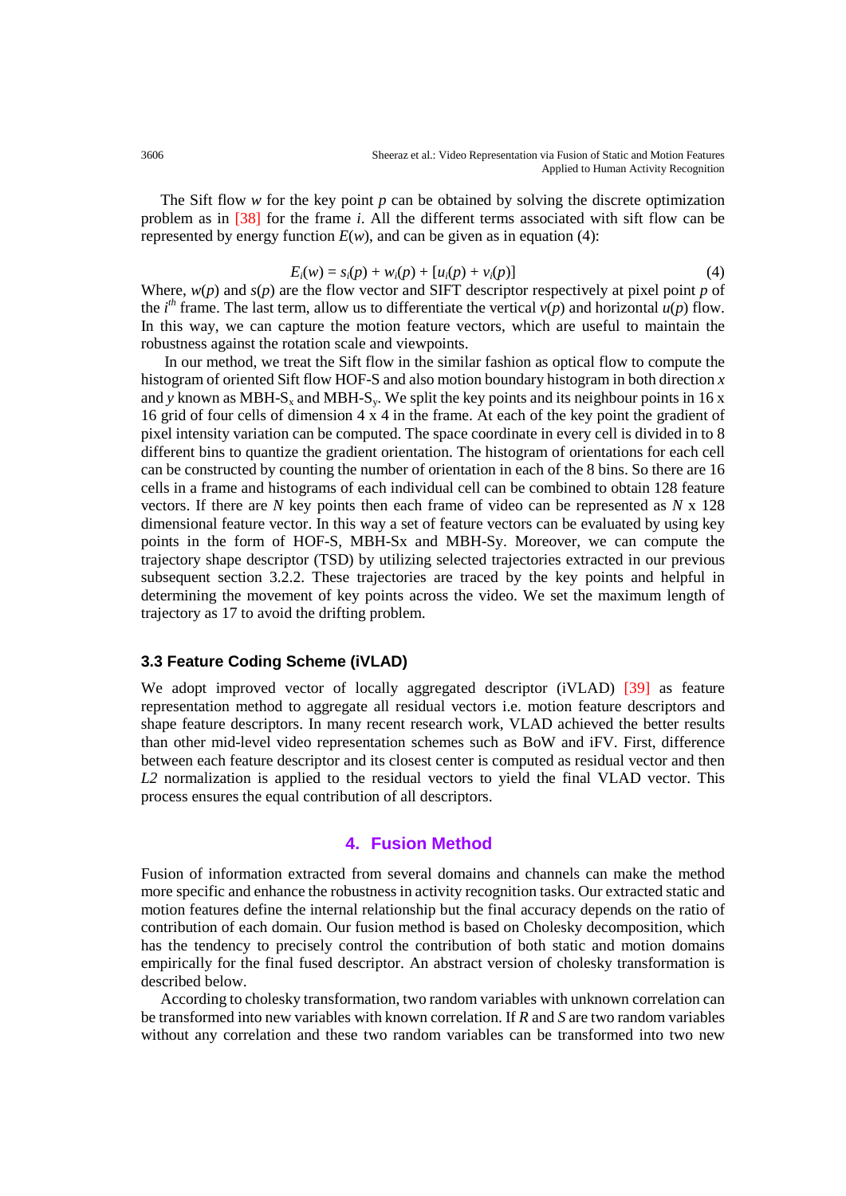The Sift flow $w$ for the key point $p$ can be obtained by solving the discrete optimization problem as in [38] for the frame $i$. All the different terms associated with sift flow can be represented by energy function $E(w)$, and can be given as in equation (4):

$$E_i(w) = s_i(p) + w_i(p) + [u_i(p) + v_i(p)] \tag{4}$$

Where, $w(p)$ and $s(p)$ are the flow vector and SIFT descriptor respectively at pixel point $p$ of the $i^{th}$ frame. The last term, allow us to differentiate the vertical $v(p)$ and horizontal $u(p)$ flow. In this way, we can capture the motion feature vectors, which are useful to maintain the robustness against the rotation scale and viewpoints.

In our method, we treat the Sift flow in the similar fashion as optical flow to compute the histogram of oriented Sift flow HOF-S and also motion boundary histogram in both direction $x$ and $y$ known as MBH-$S_x$ and MBH-$S_y$. We split the key points and its neighbour points in 16 x 16 grid of four cells of dimension 4 x 4 in the frame. At each of the key point the gradient of pixel intensity variation can be computed. The space coordinate in every cell is divided in to 8 different bins to quantize the gradient orientation. The histogram of orientations for each cell can be constructed by counting the number of orientation in each of the 8 bins. So there are 16 cells in a frame and histograms of each individual cell can be combined to obtain 128 feature vectors. If there are $N$ key points then each frame of video can be represented as $N$ x 128 dimensional feature vector. In this way a set of feature vectors can be evaluated by using key points in the form of HOF-S, MBH-Sx and MBH-Sy. Moreover, we can compute the trajectory shape descriptor (TSD) by utilizing selected trajectories extracted in our previous subsequent section 3.2.2. These trajectories are traced by the key points and helpful in determining the movement of key points across the video. We set the maximum length of trajectory as 17 to avoid the drifting problem.

### 3.3 Feature Coding Scheme (iVLAD)

We adopt improved vector of locally aggregated descriptor (iVLAD) [39] as feature representation method to aggregate all residual vectors i.e. motion feature descriptors and shape feature descriptors. In many recent research work, VLAD achieved the better results than other mid-level video representation schemes such as BoW and iFV. First, difference between each feature descriptor and its closest center is computed as residual vector and then $L2$ normalization is applied to the residual vectors to yield the final VLAD vector. This process ensures the equal contribution of all descriptors.

## 4. Fusion Method

Fusion of information extracted from several domains and channels can make the method more specific and enhance the robustness in activity recognition tasks. Our extracted static and motion features define the internal relationship but the final accuracy depends on the ratio of contribution of each domain. Our fusion method is based on Cholesky decomposition, which has the tendency to precisely control the contribution of both static and motion domains empirically for the final fused descriptor. An abstract version of cholesky transformation is described below.

According to cholesky transformation, two random variables with unknown correlation can be transformed into new variables with known correlation. If $R$ and $S$ are two random variables without any correlation and these two random variables can be transformed into two new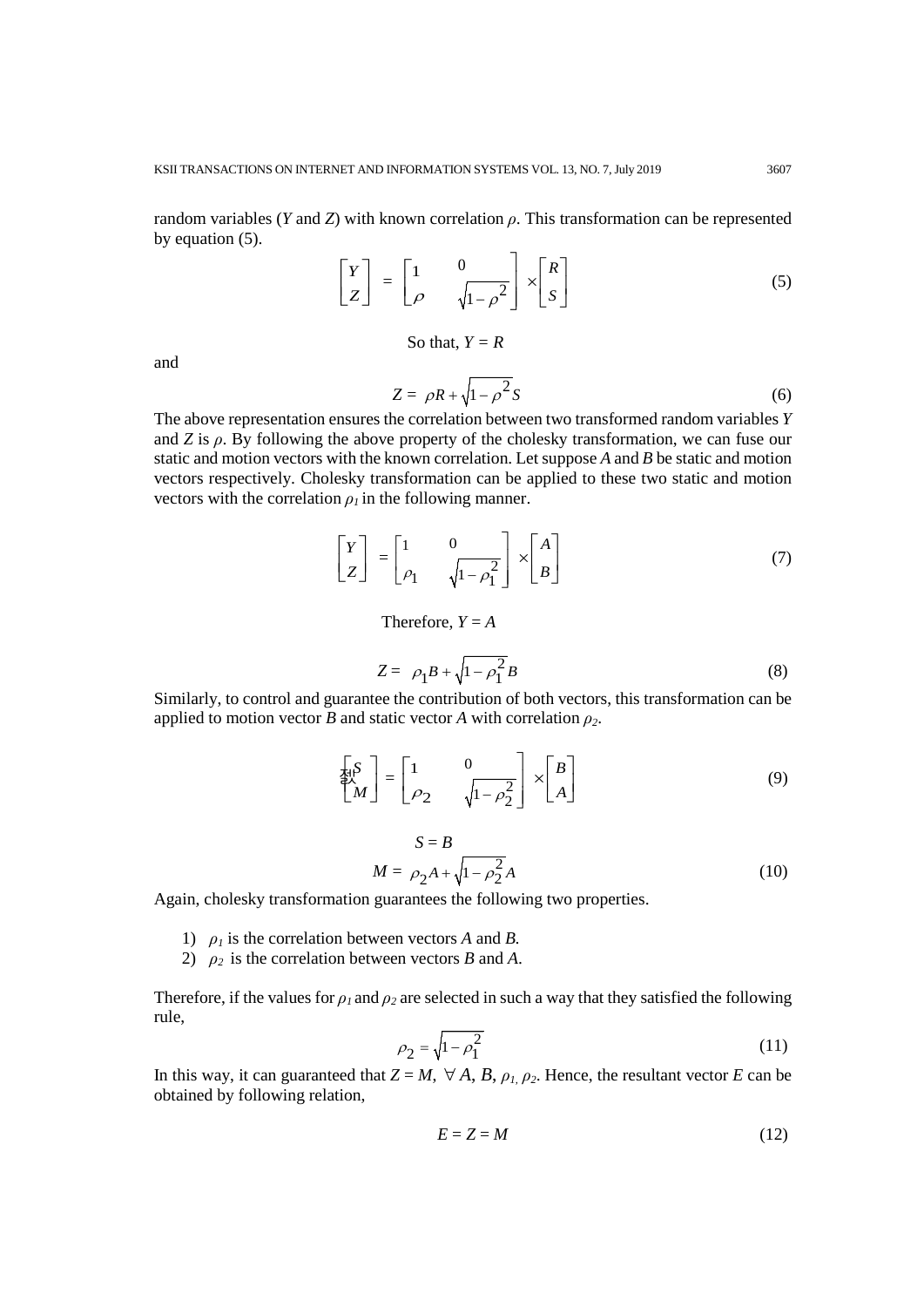random variables ($Y$ and $Z$) with known correlation $\rho$. This transformation can be represented by equation (5).

$$\begin{bmatrix} Y \\ Z \end{bmatrix} = \begin{bmatrix} 1 & 0 \\ \rho & \sqrt{1-\rho^2} \end{bmatrix} \times \begin{bmatrix} R \\ S \end{bmatrix} \tag{5}$$

So that, $Y = R$

and

$$Z = \rho R + \sqrt{1-\rho^2} S \tag{6}$$

The above representation ensures the correlation between two transformed random variables $Y$ and $Z$ is $\rho$. By following the above property of the cholesky transformation, we can fuse our static and motion vectors with the known correlation. Let suppose $A$ and $B$ be static and motion vectors respectively. Cholesky transformation can be applied to these two static and motion vectors with the correlation $\rho_1$ in the following manner.

$$\begin{bmatrix} Y \\ Z \end{bmatrix} = \begin{bmatrix} 1 & 0 \\ \rho_1 & \sqrt{1-\rho_1^2} \end{bmatrix} \times \begin{bmatrix} A \\ B \end{bmatrix} \tag{7}$$

Therefore, $Y = A$

$$Z = \rho_1 B + \sqrt{1-\rho_1^2} B \tag{8}$$

Similarly, to control and guarantee the contribution of both vectors, this transformation can be applied to motion vector $B$ and static vector $A$ with correlation $\rho_2$.

$$\begin{bmatrix} S \\ M \end{bmatrix} = \begin{bmatrix} 1 & 0 \\ \rho_2 & \sqrt{1-\rho_2^2} \end{bmatrix} \times \begin{bmatrix} B \\ A \end{bmatrix} \tag{9}$$

$$S = B$$

$$M = \rho_2 A + \sqrt{1-\rho_2^2} A \tag{10}$$

Again, cholesky transformation guarantees the following two properties.

1) $\rho_1$ is the correlation between vectors $A$ and $B$.
2) $\rho_2$ is the correlation between vectors $B$ and $A$.

Therefore, if the values for $\rho_1$ and $\rho_2$ are selected in such a way that they satisfied the following rule,

$$\rho_2 = \sqrt{1-\rho_1^2} \tag{11}$$

In this way, it can guaranteed that $Z = M$, $\forall A, B, \rho_1, \rho_2$. Hence, the resultant vector $E$ can be obtained by following relation,

$$E = Z = M \tag{12}$$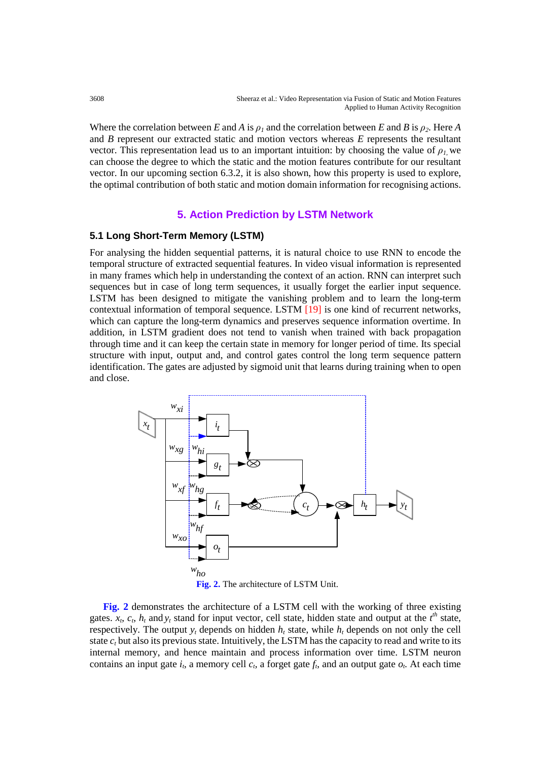Where the correlation between $E$ and $A$ is $\rho_1$ and the correlation between $E$ and $B$ is $\rho_2$. Here $A$ and $B$ represent our extracted static and motion vectors whereas $E$ represents the resultant vector. This representation lead us to an important intuition: by choosing the value of $\rho_1$, we can choose the degree to which the static and the motion features contribute for our resultant vector. In our upcoming section 6.3.2, it is also shown, how this property is used to explore, the optimal contribution of both static and motion domain information for recognising actions.

## 5. Action Prediction by LSTM Network

### 5.1 Long Short-Term Memory (LSTM)

For analysing the hidden sequential patterns, it is natural choice to use RNN to encode the temporal structure of extracted sequential features. In video visual information is represented in many frames which help in understanding the context of an action. RNN can interpret such sequences but in case of long term sequences, it usually forget the earlier input sequence. LSTM has been designed to mitigate the vanishing problem and to learn the long-term contextual information of temporal sequence. LSTM [19] is one kind of recurrent networks, which can capture the long-term dynamics and preserves sequence information overtime. In addition, in LSTM gradient does not tend to vanish when trained with back propagation through time and it can keep the certain state in memory for longer period of time. Its special structure with input, output and, and control gates control the long term sequence pattern identification. The gates are adjusted by sigmoid unit that learns during training when to open and close.

**Fig. 2.** The architecture of LSTM Unit.

**Fig. 2** demonstrates the architecture of a LSTM cell with the working of three existing gates. $x_t$, $c_t$, $h_t$ and $y_t$ stand for input vector, cell state, hidden state and output at the $t^{th}$ state, respectively. The output $y_t$ depends on hidden $h_t$ state, while $h_t$ depends on not only the cell state $c_t$ but also its previous state. Intuitively, the LSTM has the capacity to read and write to its internal memory, and hence maintain and process information over time. LSTM neuron contains an input gate $i_t$, a memory cell $c_t$, a forget gate $f_t$, and an output gate $o_t$. At each time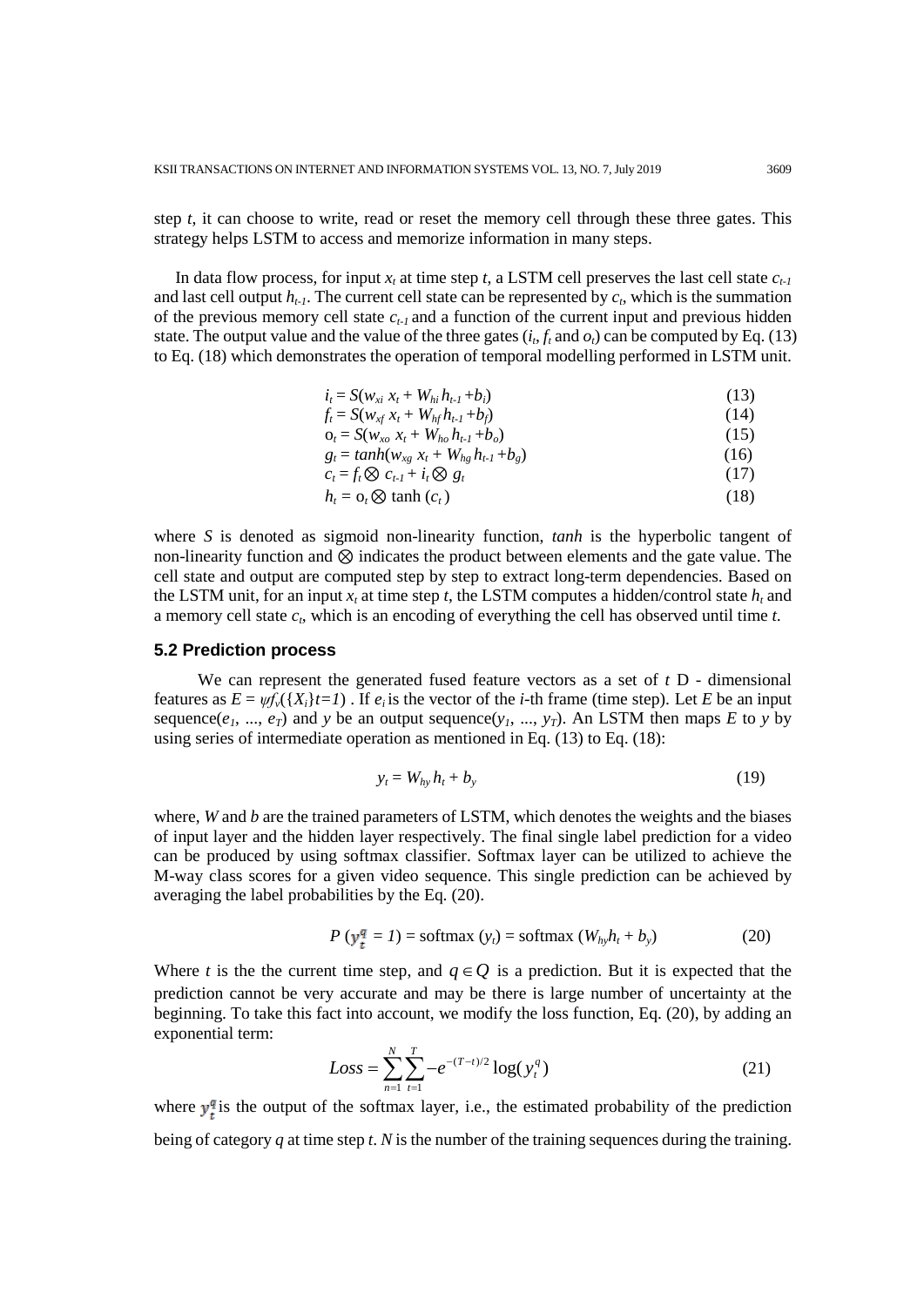step $t$, it can choose to write, read or reset the memory cell through these three gates. This strategy helps LSTM to access and memorize information in many steps.

In data flow process, for input $x_t$ at time step $t$, a LSTM cell preserves the last cell state $c_{t-1}$ and last cell output $h_{t-1}$. The current cell state can be represented by $c_t$, which is the summation of the previous memory cell state $c_{t-1}$ and a function of the current input and previous hidden state. The output value and the value of the three gates ($i_t$, $f_t$ and $o_t$) can be computed by Eq. (13) to Eq. (18) which demonstrates the operation of temporal modelling performed in LSTM unit.

$$i_t = S(w_{xi}\, x_t + W_{hi}\, h_{t-1} + b_i) \tag{13}$$

$$f_t = S(w_{xf}\, x_t + W_{hf}\, h_{t-1} + b_f) \tag{14}$$

$$o_t = S(w_{xo}\, x_t + W_{ho}\, h_{t-1} + b_o) \tag{15}$$

$$g_t = tanh(w_{xg}\, x_t + W_{hg}\, h_{t-1} + b_g) \tag{16}$$

$$c_t = f_t \otimes c_{t-1} + i_t \otimes g_t \tag{17}$$

$$h_t = o_t \otimes \tanh(c_t) \tag{18}$$

where $S$ is denoted as sigmoid non-linearity function, *tanh* is the hyperbolic tangent of non-linearity function and $\otimes$ indicates the product between elements and the gate value. The cell state and output are computed step by step to extract long-term dependencies. Based on the LSTM unit, for an input $x_t$ at time step $t$, the LSTM computes a hidden/control state $h_t$ and a memory cell state $c_t$, which is an encoding of everything the cell has observed until time $t$.

### 5.2 Prediction process

We can represent the generated fused feature vectors as a set of $t$ D - dimensional features as $E = \psi f_v(\{X_i\}t{=}1)$ . If $e_i$ is the vector of the $i$-th frame (time step). Let $E$ be an input sequence($e_1$, ..., $e_T$) and $y$ be an output sequence($y_1$, ..., $y_T$). An LSTM then maps $E$ to $y$ by using series of intermediate operation as mentioned in Eq. (13) to Eq. (18):

$$y_t = W_{hy}\, h_t + b_y \tag{19}$$

where, $W$ and $b$ are the trained parameters of LSTM, which denotes the weights and the biases of input layer and the hidden layer respectively. The final single label prediction for a video can be produced by using softmax classifier. Softmax layer can be utilized to achieve the M-way class scores for a given video sequence. This single prediction can be achieved by averaging the label probabilities by the Eq. (20).

$$P\,(y_t^q = 1) = \text{softmax}\,(y_t) = \text{softmax}\,(W_{hy}h_t + b_y) \tag{20}$$

Where $t$ is the the current time step, and $q \in Q$ is a prediction. But it is expected that the prediction cannot be very accurate and may be there is large number of uncertainty at the beginning. To take this fact into account, we modify the loss function, Eq. (20), by adding an exponential term:

$$Loss = \sum_{n=1}^{N} \sum_{t=1}^{T} -e^{-(T-t)/2} \log(y_t^q) \tag{21}$$

where $y_t^q$ is the output of the softmax layer, i.e., the estimated probability of the prediction being of category $q$ at time step $t$. $N$ is the number of the training sequences during the training.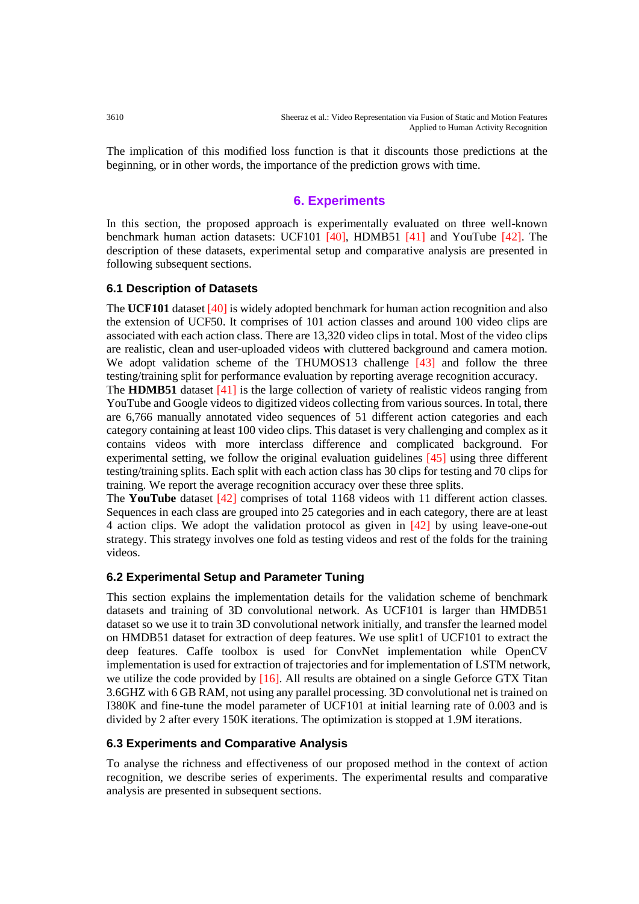The implication of this modified loss function is that it discounts those predictions at the beginning, or in other words, the importance of the prediction grows with time.

## 6. Experiments

In this section, the proposed approach is experimentally evaluated on three well-known benchmark human action datasets: UCF101 [40], HDMB51 [41] and YouTube [42]. The description of these datasets, experimental setup and comparative analysis are presented in following subsequent sections.

### 6.1 Description of Datasets

The **UCF101** dataset [40] is widely adopted benchmark for human action recognition and also the extension of UCF50. It comprises of 101 action classes and around 100 video clips are associated with each action class. There are 13,320 video clips in total. Most of the video clips are realistic, clean and user-uploaded videos with cluttered background and camera motion. We adopt validation scheme of the THUMOS13 challenge [43] and follow the three testing/training split for performance evaluation by reporting average recognition accuracy.

The **HDMB51** dataset [41] is the large collection of variety of realistic videos ranging from YouTube and Google videos to digitized videos collecting from various sources. In total, there are 6,766 manually annotated video sequences of 51 different action categories and each category containing at least 100 video clips. This dataset is very challenging and complex as it contains videos with more interclass difference and complicated background. For experimental setting, we follow the original evaluation guidelines [45] using three different testing/training splits. Each split with each action class has 30 clips for testing and 70 clips for training. We report the average recognition accuracy over these three splits.

The **YouTube** dataset [42] comprises of total 1168 videos with 11 different action classes. Sequences in each class are grouped into 25 categories and in each category, there are at least 4 action clips. We adopt the validation protocol as given in [42] by using leave-one-out strategy. This strategy involves one fold as testing videos and rest of the folds for the training videos.

### 6.2 Experimental Setup and Parameter Tuning

This section explains the implementation details for the validation scheme of benchmark datasets and training of 3D convolutional network. As UCF101 is larger than HMDB51 dataset so we use it to train 3D convolutional network initially, and transfer the learned model on HMDB51 dataset for extraction of deep features. We use split1 of UCF101 to extract the deep features. Caffe toolbox is used for ConvNet implementation while OpenCV implementation is used for extraction of trajectories and for implementation of LSTM network, we utilize the code provided by [16]. All results are obtained on a single Geforce GTX Titan 3.6GHZ with 6 GB RAM, not using any parallel processing. 3D convolutional net is trained on I380K and fine-tune the model parameter of UCF101 at initial learning rate of 0.003 and is divided by 2 after every 150K iterations. The optimization is stopped at 1.9M iterations.

### 6.3 Experiments and Comparative Analysis

To analyse the richness and effectiveness of our proposed method in the context of action recognition, we describe series of experiments. The experimental results and comparative analysis are presented in subsequent sections.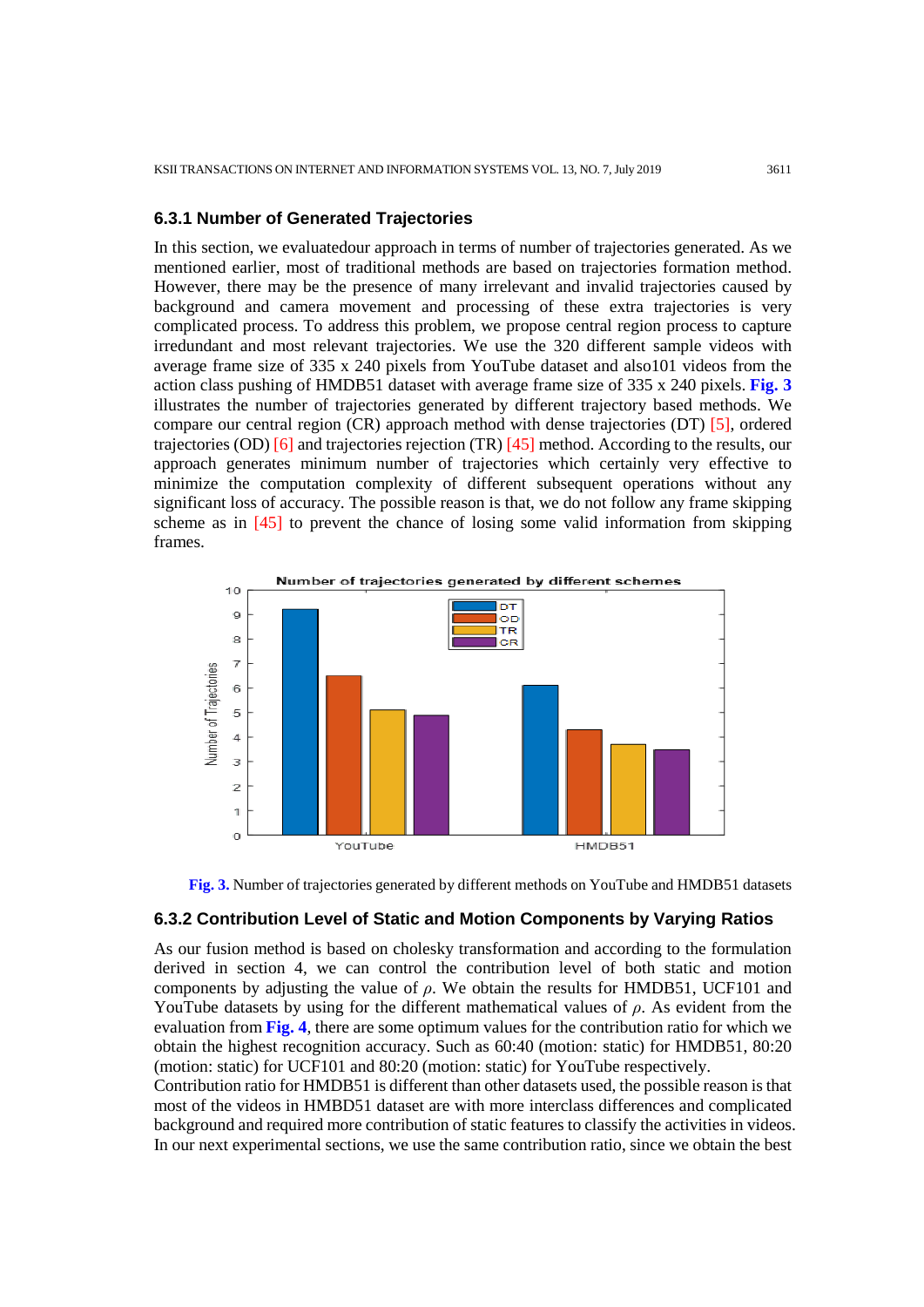### 6.3.1 Number of Generated Trajectories

In this section, we evaluatedour approach in terms of number of trajectories generated. As we mentioned earlier, most of traditional methods are based on trajectories formation method. However, there may be the presence of many irrelevant and invalid trajectories caused by background and camera movement and processing of these extra trajectories is very complicated process. To address this problem, we propose central region process to capture irredundant and most relevant trajectories. We use the 320 different sample videos with average frame size of 335 x 240 pixels from YouTube dataset and also101 videos from the action class pushing of HMDB51 dataset with average frame size of 335 x 240 pixels. **Fig. 3** illustrates the number of trajectories generated by different trajectory based methods. We compare our central region (CR) approach method with dense trajectories (DT) [5], ordered trajectories (OD) [6] and trajectories rejection (TR) [45] method. According to the results, our approach generates minimum number of trajectories which certainly very effective to minimize the computation complexity of different subsequent operations without any significant loss of accuracy. The possible reason is that, we do not follow any frame skipping scheme as in [45] to prevent the chance of losing some valid information from skipping frames.

**Fig. 3.** Number of trajectories generated by different methods on YouTube and HMDB51 datasets

### 6.3.2 Contribution Level of Static and Motion Components by Varying Ratios

As our fusion method is based on cholesky transformation and according to the formulation derived in section 4, we can control the contribution level of both static and motion components by adjusting the value of $\rho$. We obtain the results for HMDB51, UCF101 and YouTube datasets by using for the different mathematical values of $\rho$. As evident from the evaluation from **Fig. 4**, there are some optimum values for the contribution ratio for which we obtain the highest recognition accuracy. Such as 60:40 (motion: static) for HMDB51, 80:20 (motion: static) for UCF101 and 80:20 (motion: static) for YouTube respectively.

Contribution ratio for HMDB51 is different than other datasets used, the possible reason is that most of the videos in HMBD51 dataset are with more interclass differences and complicated background and required more contribution of static features to classify the activities in videos. In our next experimental sections, we use the same contribution ratio, since we obtain the best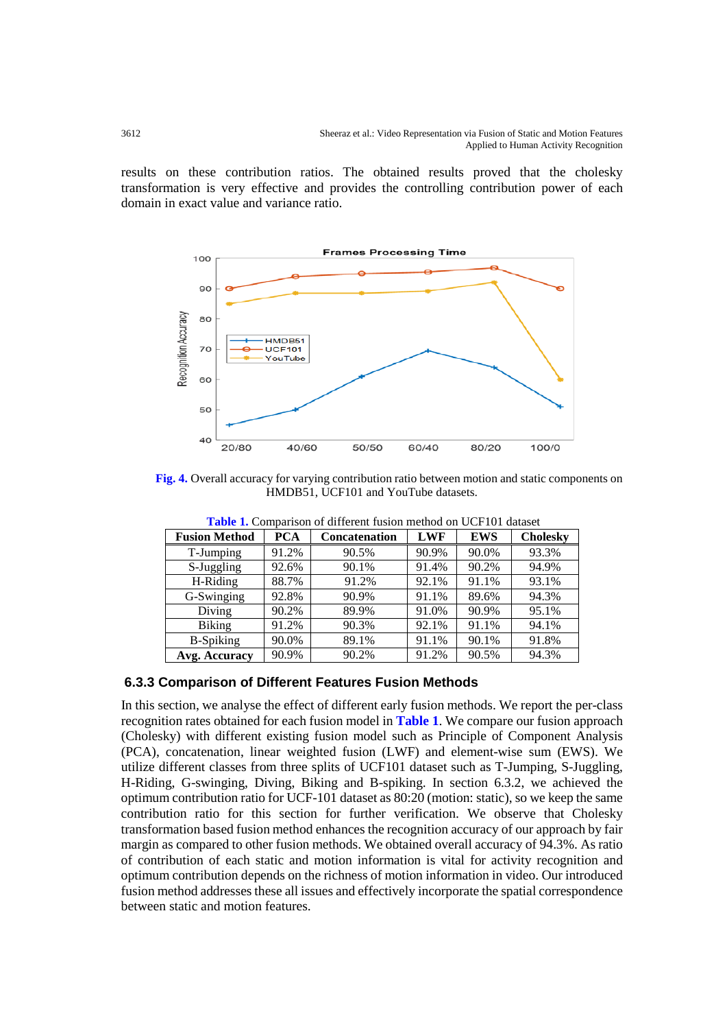results on these contribution ratios. The obtained results proved that the cholesky transformation is very effective and provides the controlling contribution power of each domain in exact value and variance ratio.

**Fig. 4.** Overall accuracy for varying contribution ratio between motion and static components on HMDB51, UCF101 and YouTube datasets.

**Table 1.** Comparison of different fusion method on UCF101 dataset

| Fusion Method | PCA | Concatenation | LWF | EWS | Cholesky |
|---|---|---|---|---|---|
| T-Jumping | 91.2% | 90.5% | 90.9% | 90.0% | 93.3% |
| S-Juggling | 92.6% | 90.1% | 91.4% | 90.2% | 94.9% |
| H-Riding | 88.7% | 91.2% | 92.1% | 91.1% | 93.1% |
| G-Swinging | 92.8% | 90.9% | 91.1% | 89.6% | 94.3% |
| Diving | 90.2% | 89.9% | 91.0% | 90.9% | 95.1% |
| Biking | 91.2% | 90.3% | 92.1% | 91.1% | 94.1% |
| B-Spiking | 90.0% | 89.1% | 91.1% | 90.1% | 91.8% |
| **Avg. Accuracy** | 90.9% | 90.2% | 91.2% | 90.5% | 94.3% |

### 6.3.3 Comparison of Different Features Fusion Methods

In this section, we analyse the effect of different early fusion methods. We report the per-class recognition rates obtained for each fusion model in **Table 1**. We compare our fusion approach (Cholesky) with different existing fusion model such as Principle of Component Analysis (PCA), concatenation, linear weighted fusion (LWF) and element-wise sum (EWS). We utilize different classes from three splits of UCF101 dataset such as T-Jumping, S-Juggling, H-Riding, G-swinging, Diving, Biking and B-spiking. In section 6.3.2, we achieved the optimum contribution ratio for UCF-101 dataset as 80:20 (motion: static), so we keep the same contribution ratio for this section for further verification. We observe that Cholesky transformation based fusion method enhances the recognition accuracy of our approach by fair margin as compared to other fusion methods. We obtained overall accuracy of 94.3%. As ratio of contribution of each static and motion information is vital for activity recognition and optimum contribution depends on the richness of motion information in video. Our introduced fusion method addresses these all issues and effectively incorporate the spatial correspondence between static and motion features.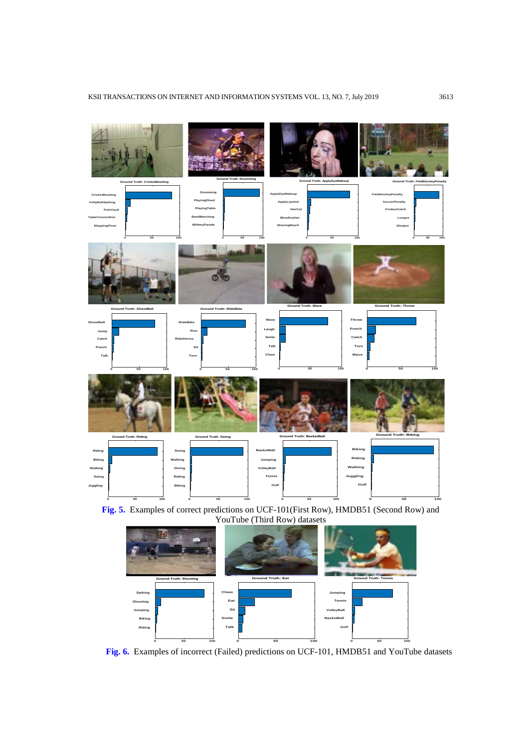**Fig. 5.** Examples of correct predictions on UCF-101(First Row), HMDB51 (Second Row) and YouTube (Third Row) datasets

**Fig. 6.** Examples of incorrect (Failed) predictions on UCF-101, HMDB51 and YouTube datasets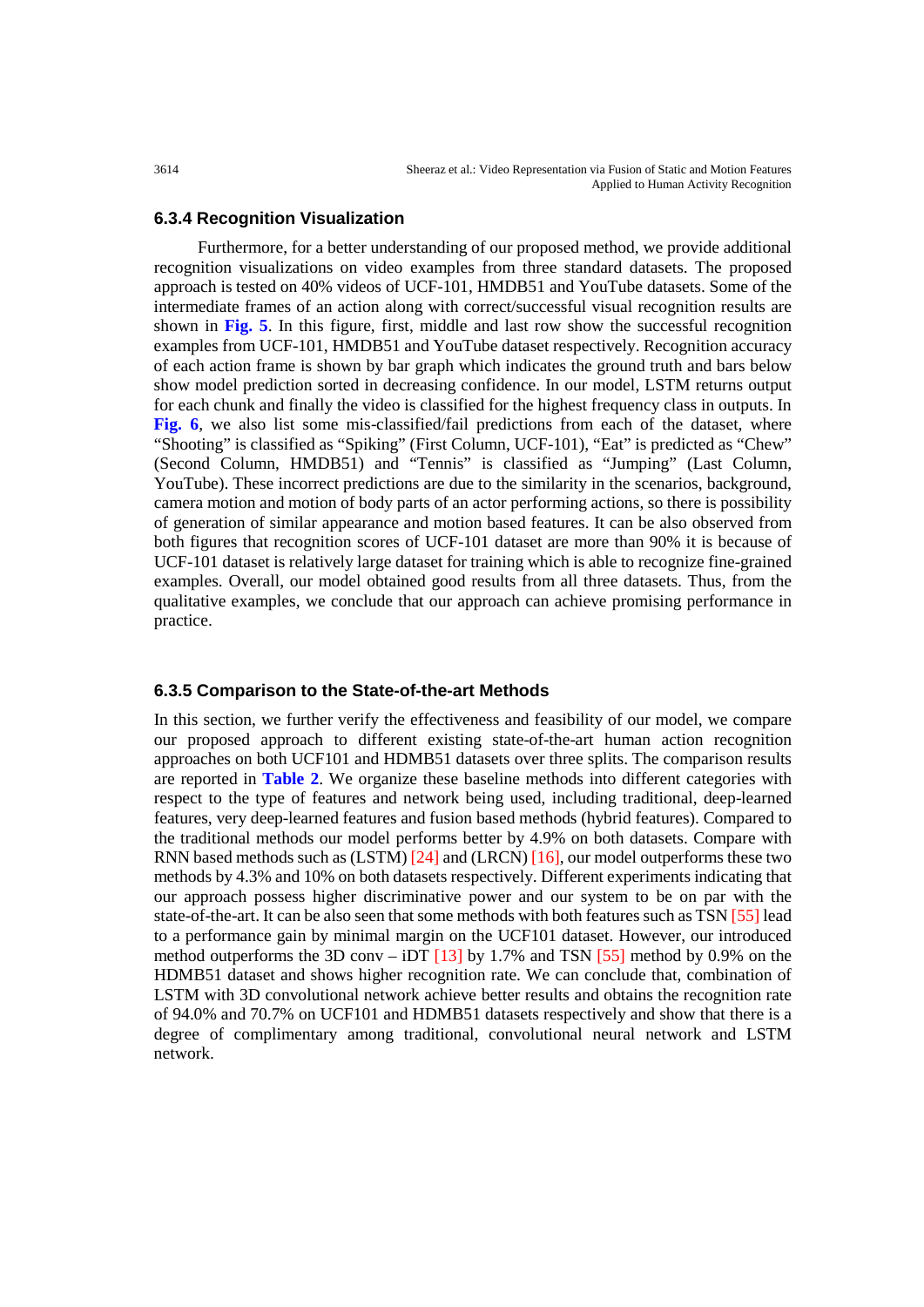### 6.3.4 Recognition Visualization

Furthermore, for a better understanding of our proposed method, we provide additional recognition visualizations on video examples from three standard datasets. The proposed approach is tested on 40% videos of UCF-101, HMDB51 and YouTube datasets. Some of the intermediate frames of an action along with correct/successful visual recognition results are shown in **Fig. 5**. In this figure, first, middle and last row show the successful recognition examples from UCF-101, HMDB51 and YouTube dataset respectively. Recognition accuracy of each action frame is shown by bar graph which indicates the ground truth and bars below show model prediction sorted in decreasing confidence. In our model, LSTM returns output for each chunk and finally the video is classified for the highest frequency class in outputs. In **Fig. 6**, we also list some mis-classified/fail predictions from each of the dataset, where "Shooting" is classified as "Spiking" (First Column, UCF-101), "Eat" is predicted as "Chew" (Second Column, HMDB51) and "Tennis" is classified as "Jumping" (Last Column, YouTube). These incorrect predictions are due to the similarity in the scenarios, background, camera motion and motion of body parts of an actor performing actions, so there is possibility of generation of similar appearance and motion based features. It can be also observed from both figures that recognition scores of UCF-101 dataset are more than 90% it is because of UCF-101 dataset is relatively large dataset for training which is able to recognize fine-grained examples. Overall, our model obtained good results from all three datasets. Thus, from the qualitative examples, we conclude that our approach can achieve promising performance in practice.

### 6.3.5 Comparison to the State-of-the-art Methods

In this section, we further verify the effectiveness and feasibility of our model, we compare our proposed approach to different existing state-of-the-art human action recognition approaches on both UCF101 and HDMB51 datasets over three splits. The comparison results are reported in **Table 2**. We organize these baseline methods into different categories with respect to the type of features and network being used, including traditional, deep-learned features, very deep-learned features and fusion based methods (hybrid features). Compared to the traditional methods our model performs better by 4.9% on both datasets. Compare with RNN based methods such as (LSTM) [24] and (LRCN) [16], our model outperforms these two methods by 4.3% and 10% on both datasets respectively. Different experiments indicating that our approach possess higher discriminative power and our system to be on par with the state-of-the-art. It can be also seen that some methods with both features such as TSN [55] lead to a performance gain by minimal margin on the UCF101 dataset. However, our introduced method outperforms the 3D conv – iDT [13] by 1.7% and TSN [55] method by 0.9% on the HDMB51 dataset and shows higher recognition rate. We can conclude that, combination of LSTM with 3D convolutional network achieve better results and obtains the recognition rate of 94.0% and 70.7% on UCF101 and HDMB51 datasets respectively and show that there is a degree of complimentary among traditional, convolutional neural network and LSTM network.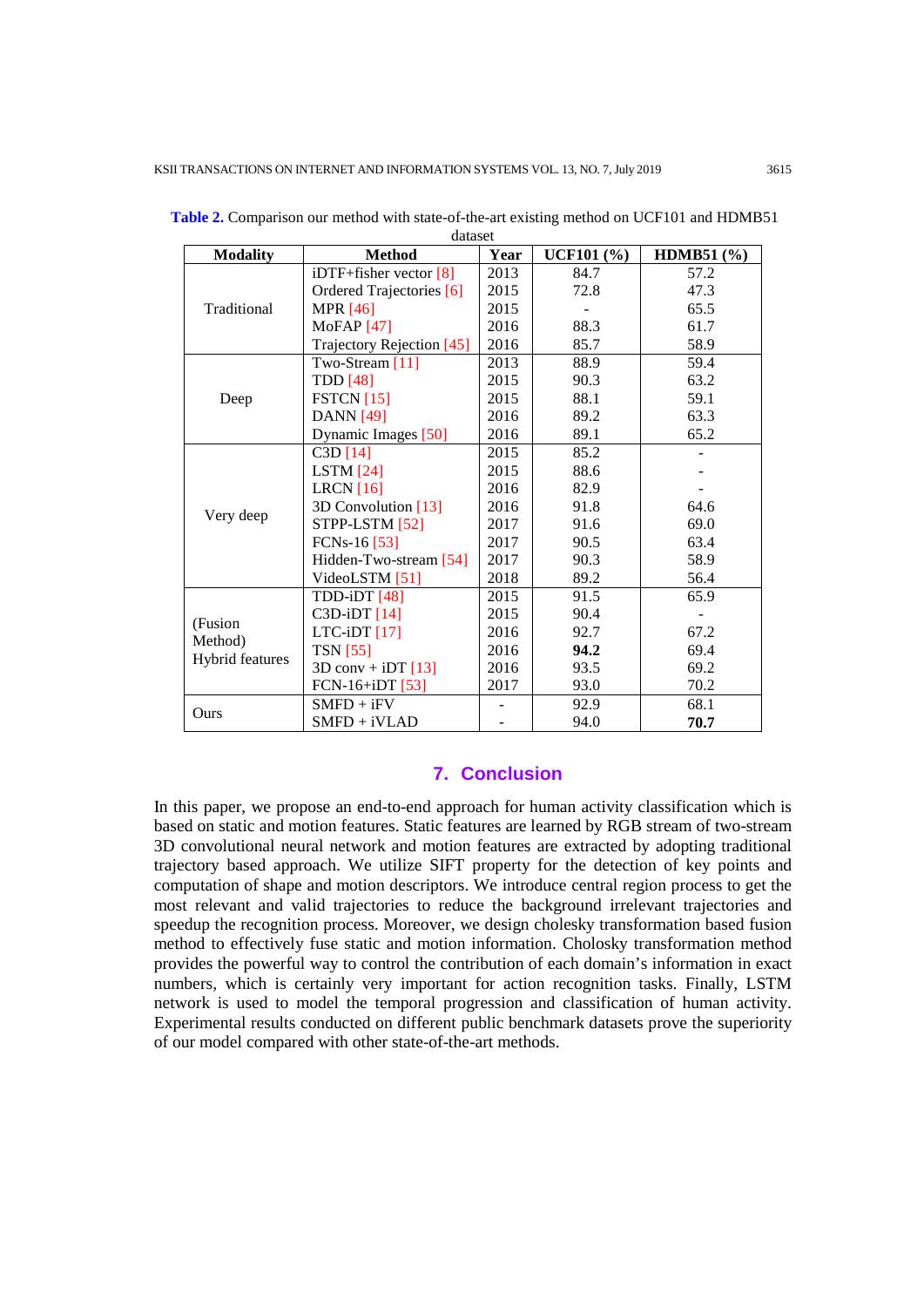**Table 2.** Comparison our method with state-of-the-art existing method on UCF101 and HDMB51 dataset

| Modality | Method | Year | UCF101 (%) | HDMB51 (%) |
|---|---|---|---|---|
| Traditional | iDTF+fisher vector [8] | 2013 | 84.7 | 57.2 |
| | Ordered Trajectories [6] | 2015 | 72.8 | 47.3 |
| | MPR [46] | 2015 | - | 65.5 |
| | MoFAP [47] | 2016 | 88.3 | 61.7 |
| | Trajectory Rejection [45] | 2016 | 85.7 | 58.9 |
| Deep | Two-Stream [11] | 2013 | 88.9 | 59.4 |
| | TDD [48] | 2015 | 90.3 | 63.2 |
| | FSTCN [15] | 2015 | 88.1 | 59.1 |
| | DANN [49] | 2016 | 89.2 | 63.3 |
| | Dynamic Images [50] | 2016 | 89.1 | 65.2 |
| Very deep | C3D [14] | 2015 | 85.2 | - |
| | LSTM [24] | 2015 | 88.6 | - |
| | LRCN [16] | 2016 | 82.9 | - |
| | 3D Convolution [13] | 2016 | 91.8 | 64.6 |
| | STPP-LSTM [52] | 2017 | 91.6 | 69.0 |
| | FCNs-16 [53] | 2017 | 90.5 | 63.4 |
| | Hidden-Two-stream [54] | 2017 | 90.3 | 58.9 |
| | VideoLSTM [51] | 2018 | 89.2 | 56.4 |
| (Fusion Method) Hybrid features | TDD-iDT [48] | 2015 | 91.5 | 65.9 |
| | C3D-iDT [14] | 2015 | 90.4 | - |
| | LTC-iDT [17] | 2016 | 92.7 | 67.2 |
| | TSN [55] | 2016 | **94.2** | 69.4 |
| | 3D conv + iDT [13] | 2016 | 93.5 | 69.2 |
| | FCN-16+iDT [53] | 2017 | 93.0 | 70.2 |
| Ours | SMFD + iFV | - | 92.9 | 68.1 |
| | SMFD + iVLAD | - | 94.0 | **70.7** |

## 7. Conclusion

In this paper, we propose an end-to-end approach for human activity classification which is based on static and motion features. Static features are learned by RGB stream of two-stream 3D convolutional neural network and motion features are extracted by adopting traditional trajectory based approach. We utilize SIFT property for the detection of key points and computation of shape and motion descriptors. We introduce central region process to get the most relevant and valid trajectories to reduce the background irrelevant trajectories and speedup the recognition process. Moreover, we design cholesky transformation based fusion method to effectively fuse static and motion information. Cholosky transformation method provides the powerful way to control the contribution of each domain's information in exact numbers, which is certainly very important for action recognition tasks. Finally, LSTM network is used to model the temporal progression and classification of human activity. Experimental results conducted on different public benchmark datasets prove the superiority of our model compared with other state-of-the-art methods.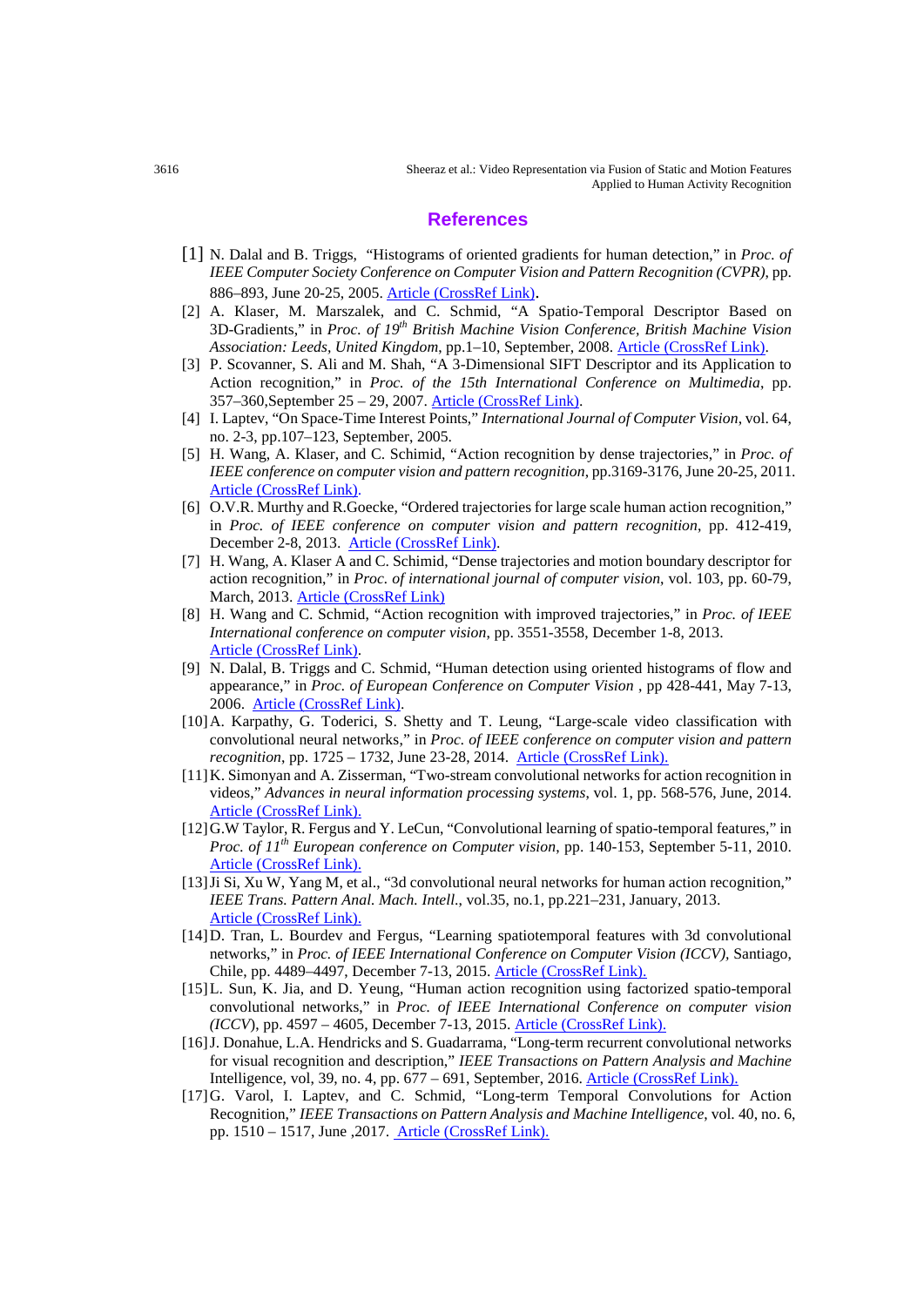## References

[1] N. Dalal and B. Triggs, "Histograms of oriented gradients for human detection," in *Proc. of IEEE Computer Society Conference on Computer Vision and Pattern Recognition (CVPR)*, pp. 886–893, June 20-25, 2005. Article (CrossRef Link).

[2] A. Klaser, M. Marszalek, and C. Schmid, "A Spatio-Temporal Descriptor Based on 3D-Gradients," in *Proc. of 19th British Machine Vision Conference, British Machine Vision Association: Leeds, United Kingdom*, pp.1–10, September, 2008. Article (CrossRef Link).

[3] P. Scovanner, S. Ali and M. Shah, "A 3-Dimensional SIFT Descriptor and its Application to Action recognition," in *Proc. of the 15th International Conference on Multimedia*, pp. 357–360,September 25 – 29, 2007. Article (CrossRef Link).

[4] I. Laptev, "On Space-Time Interest Points," *International Journal of Computer Vision*, vol. 64, no. 2-3, pp.107–123, September, 2005.

[5] H. Wang, A. Klaser, and C. Schimid, "Action recognition by dense trajectories," in *Proc. of IEEE conference on computer vision and pattern recognition*, pp.3169-3176, June 20-25, 2011. Article (CrossRef Link).

[6] O.V.R. Murthy and R.Goecke, "Ordered trajectories for large scale human action recognition," in *Proc. of IEEE conference on computer vision and pattern recognition*, pp. 412-419, December 2-8, 2013. Article (CrossRef Link).

[7] H. Wang, A. Klaser A and C. Schimid, "Dense trajectories and motion boundary descriptor for action recognition," in *Proc. of international journal of computer vision*, vol. 103, pp. 60-79, March, 2013. Article (CrossRef Link)

[8] H. Wang and C. Schmid, "Action recognition with improved trajectories," in *Proc. of IEEE International conference on computer vision*, pp. 3551-3558, December 1-8, 2013. Article (CrossRef Link).

[9] N. Dalal, B. Triggs and C. Schmid, "Human detection using oriented histograms of flow and appearance," in *Proc. of European Conference on Computer Vision* , pp 428-441, May 7-13, 2006. Article (CrossRef Link).

[10] A. Karpathy, G. Toderici, S. Shetty and T. Leung, "Large-scale video classification with convolutional neural networks," in *Proc. of IEEE conference on computer vision and pattern recognition*, pp. 1725 – 1732, June 23-28, 2014. Article (CrossRef Link).

[11] K. Simonyan and A. Zisserman, "Two-stream convolutional networks for action recognition in videos," *Advances in neural information processing systems*, vol. 1, pp. 568-576, June, 2014. Article (CrossRef Link).

[12] G.W Taylor, R. Fergus and Y. LeCun, "Convolutional learning of spatio-temporal features," in *Proc. of 11th European conference on Computer vision*, pp. 140-153, September 5-11, 2010. Article (CrossRef Link).

[13] Ji Si, Xu W, Yang M, et al., "3d convolutional neural networks for human action recognition," *IEEE Trans. Pattern Anal. Mach. Intell.*, vol.35, no.1, pp.221–231, January, 2013. Article (CrossRef Link).

[14] D. Tran, L. Bourdev and Fergus, "Learning spatiotemporal features with 3d convolutional networks," in *Proc. of IEEE International Conference on Computer Vision (ICCV)*, Santiago, Chile, pp. 4489–4497, December 7-13, 2015. Article (CrossRef Link).

[15] L. Sun, K. Jia, and D. Yeung, "Human action recognition using factorized spatio-temporal convolutional networks," in *Proc. of IEEE International Conference on computer vision (ICCV)*, pp. 4597 – 4605, December 7-13, 2015. Article (CrossRef Link).

[16] J. Donahue, L.A. Hendricks and S. Guadarrama, "Long-term recurrent convolutional networks for visual recognition and description," *IEEE Transactions on Pattern Analysis and Machine* Intelligence, vol, 39, no. 4, pp. 677 – 691, September, 2016. Article (CrossRef Link).

[17] G. Varol, I. Laptev, and C. Schmid, "Long-term Temporal Convolutions for Action Recognition," *IEEE Transactions on Pattern Analysis and Machine Intelligence*, vol. 40, no. 6, pp. 1510 – 1517, June ,2017. Article (CrossRef Link).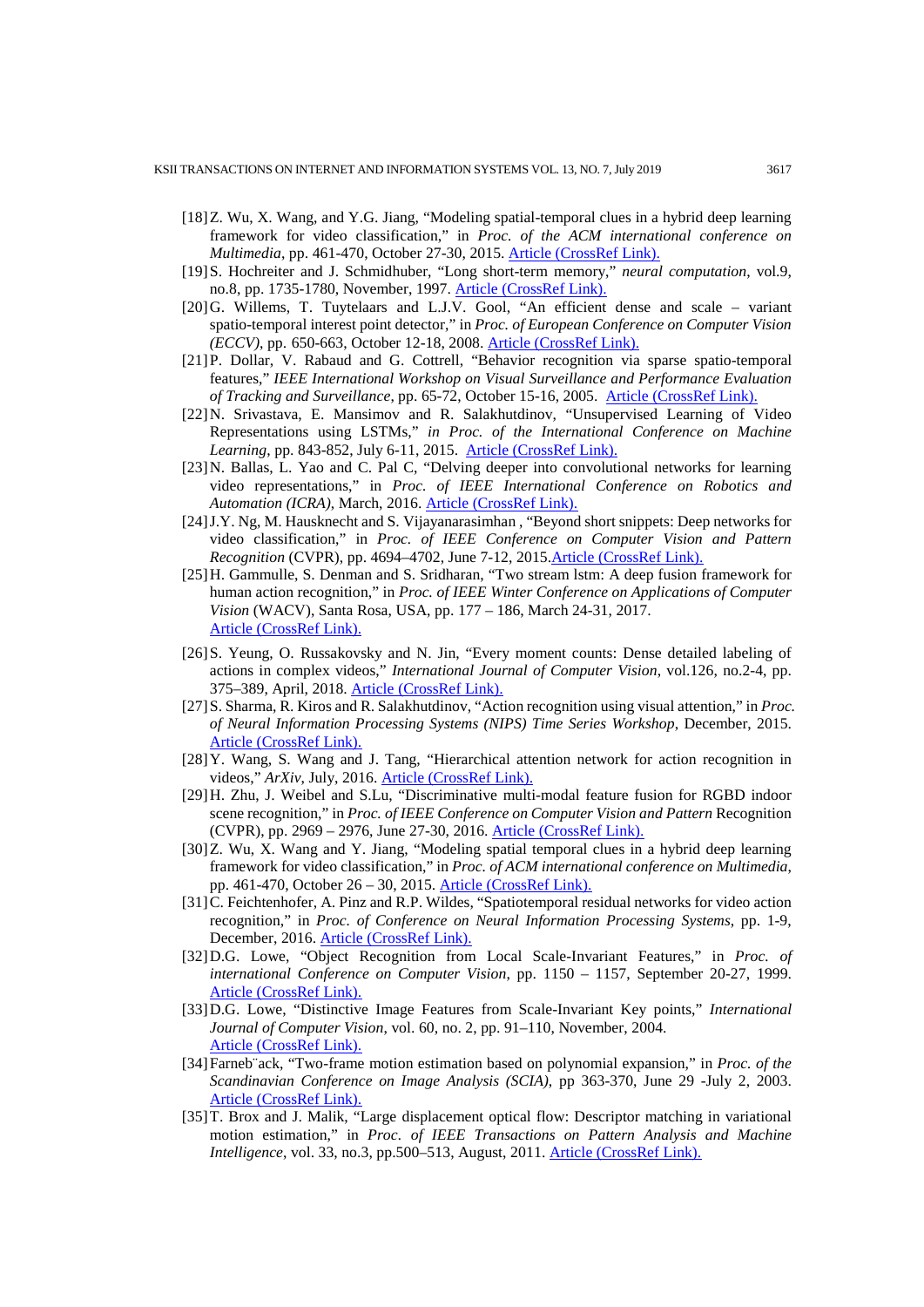[18] Z. Wu, X. Wang, and Y.G. Jiang, "Modeling spatial-temporal clues in a hybrid deep learning framework for video classification," in *Proc. of the ACM international conference on Multimedia*, pp. 461-470, October 27-30, 2015. Article (CrossRef Link).

[19] S. Hochreiter and J. Schmidhuber, "Long short-term memory," *neural computation*, vol.9, no.8, pp. 1735-1780, November, 1997. Article (CrossRef Link).

[20] G. Willems, T. Tuytelaars and L.J.V. Gool, "An efficient dense and scale – variant spatio-temporal interest point detector," in *Proc. of European Conference on Computer Vision (ECCV)*, pp. 650-663, October 12-18, 2008. Article (CrossRef Link).

[21] P. Dollar, V. Rabaud and G. Cottrell, "Behavior recognition via sparse spatio-temporal features," *IEEE International Workshop on Visual Surveillance and Performance Evaluation of Tracking and Surveillance*, pp. 65-72, October 15-16, 2005. Article (CrossRef Link).

[22] N. Srivastava, E. Mansimov and R. Salakhutdinov, "Unsupervised Learning of Video Representations using LSTMs," *in Proc. of the International Conference on Machine Learning*, pp. 843-852, July 6-11, 2015. Article (CrossRef Link).

[23] N. Ballas, L. Yao and C. Pal C, "Delving deeper into convolutional networks for learning video representations," in *Proc. of IEEE International Conference on Robotics and Automation (ICRA)*, March, 2016. Article (CrossRef Link).

[24] J.Y. Ng, M. Hausknecht and S. Vijayanarasimhan , "Beyond short snippets: Deep networks for video classification," in *Proc. of IEEE Conference on Computer Vision and Pattern Recognition* (CVPR), pp. 4694–4702, June 7-12, 2015.Article (CrossRef Link).

[25] H. Gammulle, S. Denman and S. Sridharan, "Two stream lstm: A deep fusion framework for human action recognition," in *Proc. of IEEE Winter Conference on Applications of Computer Vision* (WACV), Santa Rosa, USA, pp. 177 – 186, March 24-31, 2017. Article (CrossRef Link).

[26] S. Yeung, O. Russakovsky and N. Jin, "Every moment counts: Dense detailed labeling of actions in complex videos," *International Journal of Computer Vision*, vol.126, no.2-4, pp. 375–389, April, 2018. Article (CrossRef Link).

[27] S. Sharma, R. Kiros and R. Salakhutdinov, "Action recognition using visual attention," in *Proc. of Neural Information Processing Systems (NIPS) Time Series Workshop*, December, 2015. Article (CrossRef Link).

[28] Y. Wang, S. Wang and J. Tang, "Hierarchical attention network for action recognition in videos," *ArXiv*, July, 2016. Article (CrossRef Link).

[29] H. Zhu, J. Weibel and S.Lu, "Discriminative multi-modal feature fusion for RGBD indoor scene recognition," in *Proc. of IEEE Conference on Computer Vision and Pattern* Recognition (CVPR), pp. 2969 – 2976, June 27-30, 2016. Article (CrossRef Link).

[30] Z. Wu, X. Wang and Y. Jiang, "Modeling spatial temporal clues in a hybrid deep learning framework for video classification," in *Proc. of ACM international conference on Multimedia*, pp. 461-470, October 26 – 30, 2015. Article (CrossRef Link).

[31] C. Feichtenhofer, A. Pinz and R.P. Wildes, "Spatiotemporal residual networks for video action recognition," in *Proc. of Conference on Neural Information Processing Systems*, pp. 1-9, December, 2016. Article (CrossRef Link).

[32] D.G. Lowe, "Object Recognition from Local Scale-Invariant Features," in *Proc. of international Conference on Computer Vision*, pp. 1150 – 1157, September 20-27, 1999. Article (CrossRef Link).

[33] D.G. Lowe, "Distinctive Image Features from Scale-Invariant Key points," *International Journal of Computer Vision*, vol. 60, no. 2, pp. 91–110, November, 2004. Article (CrossRef Link).

[34] Farneb¨ack, "Two-frame motion estimation based on polynomial expansion," in *Proc. of the Scandinavian Conference on Image Analysis (SCIA)*, pp 363-370, June 29 -July 2, 2003. Article (CrossRef Link).

[35] T. Brox and J. Malik, "Large displacement optical flow: Descriptor matching in variational motion estimation," in *Proc. of IEEE Transactions on Pattern Analysis and Machine Intelligence*, vol. 33, no.3, pp.500–513, August, 2011. Article (CrossRef Link).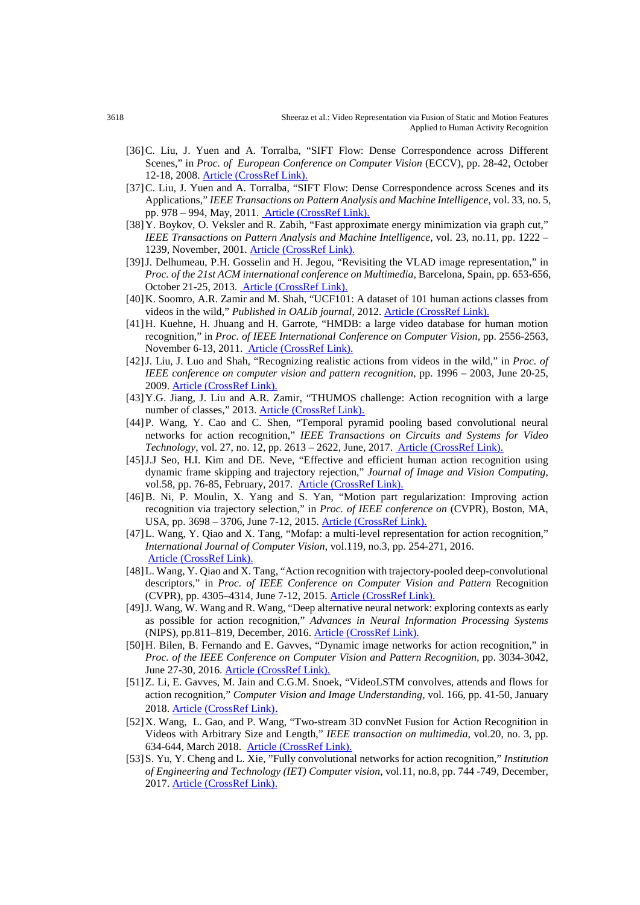[36] C. Liu, J. Yuen and A. Torralba, "SIFT Flow: Dense Correspondence across Different Scenes," in *Proc. of European Conference on Computer Vision* (ECCV), pp. 28-42, October 12-18, 2008. Article (CrossRef Link).

[37] C. Liu, J. Yuen and A. Torralba, "SIFT Flow: Dense Correspondence across Scenes and its Applications," *IEEE Transactions on Pattern Analysis and Machine Intelligence*, vol. 33, no. 5, pp. 978 – 994, May, 2011. Article (CrossRef Link).

[38] Y. Boykov, O. Veksler and R. Zabih, "Fast approximate energy minimization via graph cut," *IEEE Transactions on Pattern Analysis and Machine Intelligence*, vol. 23, no.11, pp. 1222 – 1239, November, 2001. Article (CrossRef Link).

[39] J. Delhumeau, P.H. Gosselin and H. Jegou, "Revisiting the VLAD image representation," in *Proc. of the 21st ACM international conference on Multimedia*, Barcelona, Spain, pp. 653-656, October 21-25, 2013. Article (CrossRef Link).

[40] K. Soomro, A.R. Zamir and M. Shah, "UCF101: A dataset of 101 human actions classes from videos in the wild," *Published in OALib journal*, 2012. Article (CrossRef Link).

[41] H. Kuehne, H. Jhuang and H. Garrote, "HMDB: a large video database for human motion recognition," in *Proc. of IEEE International Conference on Computer Vision*, pp. 2556-2563, November 6-13, 2011. Article (CrossRef Link).

[42] J. Liu, J. Luo and Shah, "Recognizing realistic actions from videos in the wild," in *Proc. of IEEE conference on computer vision and pattern recognition*, pp. 1996 – 2003, June 20-25, 2009. Article (CrossRef Link).

[43] Y.G. Jiang, J. Liu and A.R. Zamir, "THUMOS challenge: Action recognition with a large number of classes," 2013. Article (CrossRef Link).

[44] P. Wang, Y. Cao and C. Shen, "Temporal pyramid pooling based convolutional neural networks for action recognition," *IEEE Transactions on Circuits and Systems for Video Technology*, vol. 27, no. 12, pp. 2613 – 2622, June, 2017. Article (CrossRef Link).

[45] J.J Seo, H.I. Kim and DE. Neve, "Effective and efficient human action recognition using dynamic frame skipping and trajectory rejection," *Journal of Image and Vision Computing*, vol.58, pp. 76-85, February, 2017. Article (CrossRef Link).

[46] B. Ni, P. Moulin, X. Yang and S. Yan, "Motion part regularization: Improving action recognition via trajectory selection," in *Proc. of IEEE conference on* (CVPR), Boston, MA, USA, pp. 3698 – 3706, June 7-12, 2015. Article (CrossRef Link).

[47] L. Wang, Y. Qiao and X. Tang, "Mofap: a multi-level representation for action recognition," *International Journal of Computer Vision*, vol.119, no.3, pp. 254-271, 2016. Article (CrossRef Link).

[48] L. Wang, Y. Qiao and X. Tang, "Action recognition with trajectory-pooled deep-convolutional descriptors," in *Proc. of IEEE Conference on Computer Vision and Pattern* Recognition (CVPR), pp. 4305–4314, June 7-12, 2015. Article (CrossRef Link).

[49] J. Wang, W. Wang and R. Wang, "Deep alternative neural network: exploring contexts as early as possible for action recognition," *Advances in Neural Information Processing Systems* (NIPS), pp.811–819, December, 2016. Article (CrossRef Link).

[50] H. Bilen, B. Fernando and E. Gavves, "Dynamic image networks for action recognition," in *Proc. of the IEEE Conference on Computer Vision and Pattern Recognition*, pp. 3034-3042, June 27-30, 2016. Article (CrossRef Link).

[51] Z. Li, E. Gavves, M. Jain and C.G.M. Snoek, "VideoLSTM convolves, attends and flows for action recognition," *Computer Vision and Image Understanding*, vol. 166, pp. 41-50, January 2018. Article (CrossRef Link).

[52] X. Wang, L. Gao, and P. Wang, "Two-stream 3D convNet Fusion for Action Recognition in Videos with Arbitrary Size and Length," *IEEE transaction on multimedia*, vol.20, no. 3, pp. 634-644, March 2018. Article (CrossRef Link).

[53] S. Yu, Y. Cheng and L. Xie, "Fully convolutional networks for action recognition," *Institution of Engineering and Technology (IET) Computer vision*, vol.11, no.8, pp. 744 -749, December, 2017. Article (CrossRef Link).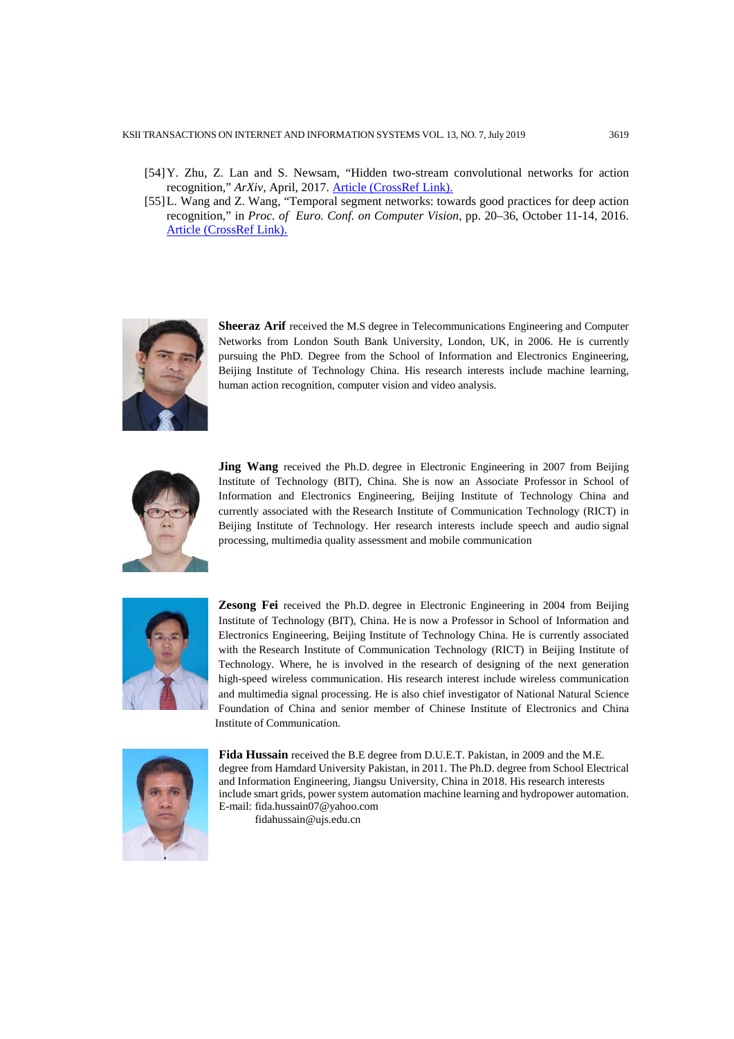[54] Y. Zhu, Z. Lan and S. Newsam, "Hidden two-stream convolutional networks for action recognition," *ArXiv*, April, 2017. Article (CrossRef Link).

[55] L. Wang and Z. Wang, "Temporal segment networks: towards good practices for deep action recognition," in *Proc. of Euro. Conf. on Computer Vision*, pp. 20–36, October 11-14, 2016. Article (CrossRef Link).

**Sheeraz Arif** received the M.S degree in Telecommunications Engineering and Computer Networks from London South Bank University, London, UK, in 2006. He is currently pursuing the PhD. Degree from the School of Information and Electronics Engineering, Beijing Institute of Technology China. His research interests include machine learning, human action recognition, computer vision and video analysis.

**Jing Wang** received the Ph.D. degree in Electronic Engineering in 2007 from Beijing Institute of Technology (BIT), China. She is now an Associate Professor in School of Information and Electronics Engineering, Beijing Institute of Technology China and currently associated with the Research Institute of Communication Technology (RICT) in Beijing Institute of Technology. Her research interests include speech and audio signal processing, multimedia quality assessment and mobile communication

**Zesong Fei** received the Ph.D. degree in Electronic Engineering in 2004 from Beijing Institute of Technology (BIT), China. He is now a Professor in School of Information and Electronics Engineering, Beijing Institute of Technology China. He is currently associated with the Research Institute of Communication Technology (RICT) in Beijing Institute of Technology. Where, he is involved in the research of designing of the next generation high-speed wireless communication. His research interest include wireless communication and multimedia signal processing. He is also chief investigator of National Natural Science Foundation of China and senior member of Chinese Institute of Electronics and China Institute of Communication.

**Fida Hussain** received the B.E degree from D.U.E.T. Pakistan, in 2009 and the M.E. degree from Hamdard University Pakistan, in 2011. The Ph.D. degree from School Electrical and Information Engineering, Jiangsu University, China in 2018. His research interests include smart grids, power system automation machine learning and hydropower automation. E-mail: fida.hussain07@yahoo.com
fidahussain@ujs.edu.cn